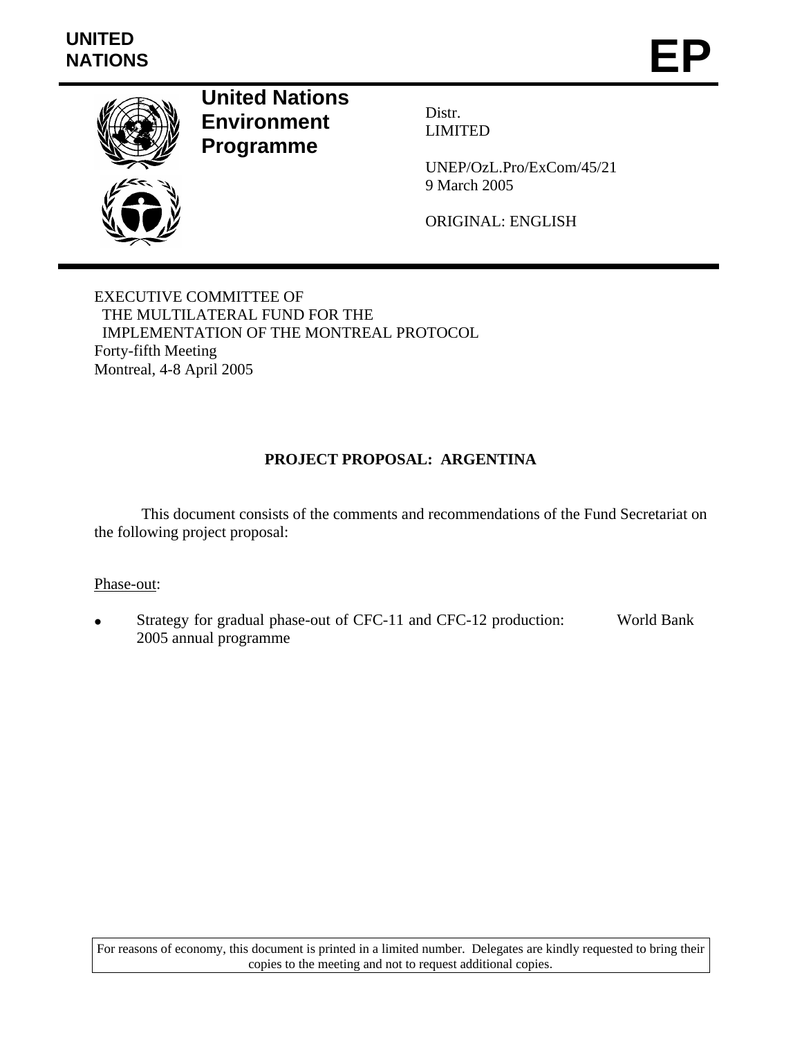**UNITED NATIONS** **EP**

**United Nations Environment Programme**

Distr.
LIMITED

UNEP/OzL.Pro/ExCom/45/21
9 March 2005

ORIGINAL: ENGLISH

EXECUTIVE COMMITTEE OF
THE MULTILATERAL FUND FOR THE
IMPLEMENTATION OF THE MONTREAL PROTOCOL
Forty-fifth Meeting
Montreal, 4-8 April 2005

## PROJECT PROPOSAL: ARGENTINA

This document consists of the comments and recommendations of the Fund Secretariat on the following project proposal:

Phase-out:

- Strategy for gradual phase-out of CFC-11 and CFC-12 production: 2005 annual programme — World Bank

For reasons of economy, this document is printed in a limited number. Delegates are kindly requested to bring their copies to the meeting and not to request additional copies.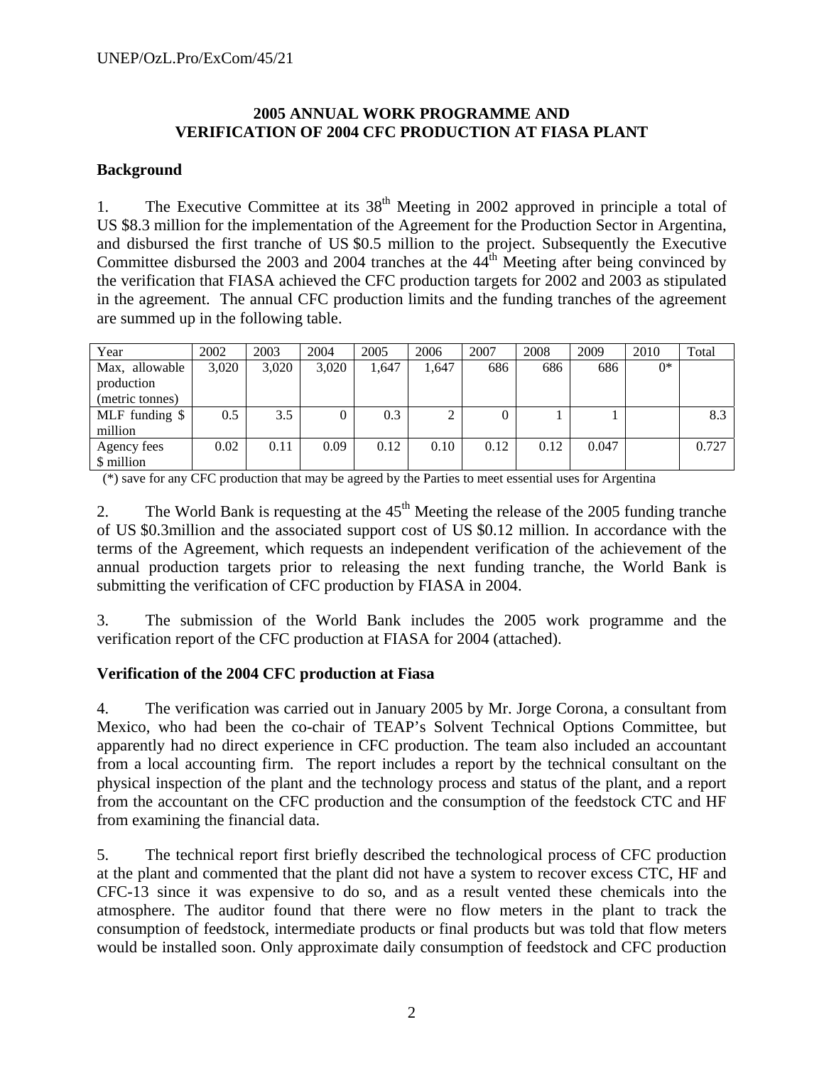## 2005 ANNUAL WORK PROGRAMME AND VERIFICATION OF 2004 CFC PRODUCTION AT FIASA PLANT

### Background

1. The Executive Committee at its 38th Meeting in 2002 approved in principle a total of US $8.3 million for the implementation of the Agreement for the Production Sector in Argentina, and disbursed the first tranche of US $0.5 million to the project. Subsequently the Executive Committee disbursed the 2003 and 2004 tranches at the 44th Meeting after being convinced by the verification that FIASA achieved the CFC production targets for 2002 and 2003 as stipulated in the agreement. The annual CFC production limits and the funding tranches of the agreement are summed up in the following table.

| Year | 2002 | 2003 | 2004 | 2005 | 2006 | 2007 | 2008 | 2009 | 2010 | Total |
|---|---|---|---|---|---|---|---|---|---|---|
| Max, allowable production (metric tonnes) | 3,020 | 3,020 | 3,020 | 1,647 | 1,647 | 686 | 686 | 686 | 0* | |
| MLF funding $ million | 0.5 | 3.5 | 0 | 0.3 | 2 | 0 | 1 | 1 | | 8.3 |
| Agency fees $ million | 0.02 | 0.11 | 0.09 | 0.12 | 0.10 | 0.12 | 0.12 | 0.047 | | 0.727 |

(*) save for any CFC production that may be agreed by the Parties to meet essential uses for Argentina

2. The World Bank is requesting at the 45th Meeting the release of the 2005 funding tranche of US $0.3million and the associated support cost of US $0.12 million. In accordance with the terms of the Agreement, which requests an independent verification of the achievement of the annual production targets prior to releasing the next funding tranche, the World Bank is submitting the verification of CFC production by FIASA in 2004.

3. The submission of the World Bank includes the 2005 work programme and the verification report of the CFC production at FIASA for 2004 (attached).

### Verification of the 2004 CFC production at Fiasa

4. The verification was carried out in January 2005 by Mr. Jorge Corona, a consultant from Mexico, who had been the co-chair of TEAP's Solvent Technical Options Committee, but apparently had no direct experience in CFC production. The team also included an accountant from a local accounting firm. The report includes a report by the technical consultant on the physical inspection of the plant and the technology process and status of the plant, and a report from the accountant on the CFC production and the consumption of the feedstock CTC and HF from examining the financial data.

5. The technical report first briefly described the technological process of CFC production at the plant and commented that the plant did not have a system to recover excess CTC, HF and CFC-13 since it was expensive to do so, and as a result vented these chemicals into the atmosphere. The auditor found that there were no flow meters in the plant to track the consumption of feedstock, intermediate products or final products but was told that flow meters would be installed soon. Only approximate daily consumption of feedstock and CFC production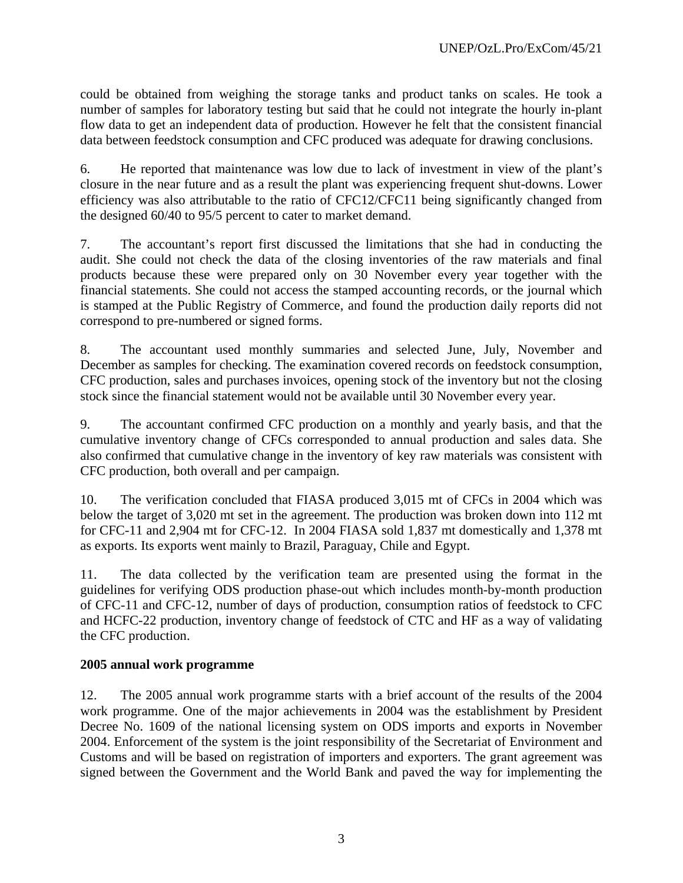could be obtained from weighing the storage tanks and product tanks on scales. He took a number of samples for laboratory testing but said that he could not integrate the hourly in-plant flow data to get an independent data of production. However he felt that the consistent financial data between feedstock consumption and CFC produced was adequate for drawing conclusions.

6. He reported that maintenance was low due to lack of investment in view of the plant's closure in the near future and as a result the plant was experiencing frequent shut-downs. Lower efficiency was also attributable to the ratio of CFC12/CFC11 being significantly changed from the designed 60/40 to 95/5 percent to cater to market demand.

7. The accountant's report first discussed the limitations that she had in conducting the audit. She could not check the data of the closing inventories of the raw materials and final products because these were prepared only on 30 November every year together with the financial statements. She could not access the stamped accounting records, or the journal which is stamped at the Public Registry of Commerce, and found the production daily reports did not correspond to pre-numbered or signed forms.

8. The accountant used monthly summaries and selected June, July, November and December as samples for checking. The examination covered records on feedstock consumption, CFC production, sales and purchases invoices, opening stock of the inventory but not the closing stock since the financial statement would not be available until 30 November every year.

9. The accountant confirmed CFC production on a monthly and yearly basis, and that the cumulative inventory change of CFCs corresponded to annual production and sales data. She also confirmed that cumulative change in the inventory of key raw materials was consistent with CFC production, both overall and per campaign.

10. The verification concluded that FIASA produced 3,015 mt of CFCs in 2004 which was below the target of 3,020 mt set in the agreement. The production was broken down into 112 mt for CFC-11 and 2,904 mt for CFC-12. In 2004 FIASA sold 1,837 mt domestically and 1,378 mt as exports. Its exports went mainly to Brazil, Paraguay, Chile and Egypt.

11. The data collected by the verification team are presented using the format in the guidelines for verifying ODS production phase-out which includes month-by-month production of CFC-11 and CFC-12, number of days of production, consumption ratios of feedstock to CFC and HCFC-22 production, inventory change of feedstock of CTC and HF as a way of validating the CFC production.

**2005 annual work programme**

12. The 2005 annual work programme starts with a brief account of the results of the 2004 work programme. One of the major achievements in 2004 was the establishment by President Decree No. 1609 of the national licensing system on ODS imports and exports in November 2004. Enforcement of the system is the joint responsibility of the Secretariat of Environment and Customs and will be based on registration of importers and exporters. The grant agreement was signed between the Government and the World Bank and paved the way for implementing the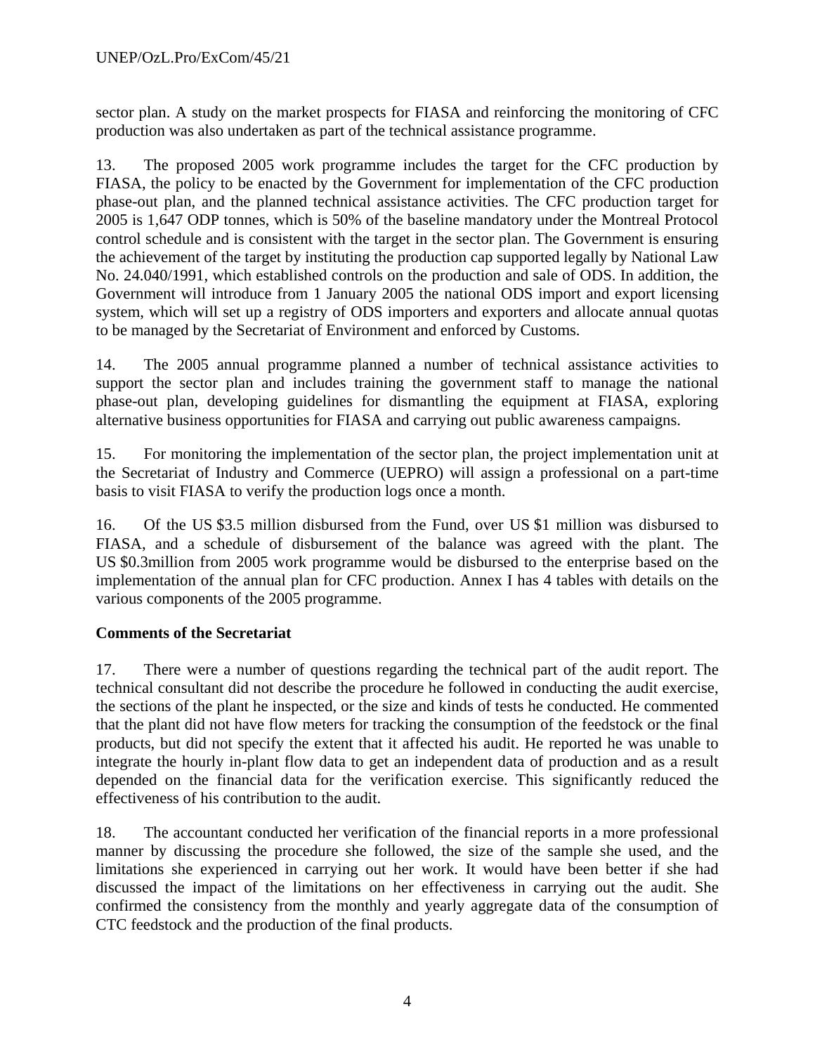sector plan. A study on the market prospects for FIASA and reinforcing the monitoring of CFC production was also undertaken as part of the technical assistance programme.

13. The proposed 2005 work programme includes the target for the CFC production by FIASA, the policy to be enacted by the Government for implementation of the CFC production phase-out plan, and the planned technical assistance activities. The CFC production target for 2005 is 1,647 ODP tonnes, which is 50% of the baseline mandatory under the Montreal Protocol control schedule and is consistent with the target in the sector plan. The Government is ensuring the achievement of the target by instituting the production cap supported legally by National Law No. 24.040/1991, which established controls on the production and sale of ODS. In addition, the Government will introduce from 1 January 2005 the national ODS import and export licensing system, which will set up a registry of ODS importers and exporters and allocate annual quotas to be managed by the Secretariat of Environment and enforced by Customs.

14. The 2005 annual programme planned a number of technical assistance activities to support the sector plan and includes training the government staff to manage the national phase-out plan, developing guidelines for dismantling the equipment at FIASA, exploring alternative business opportunities for FIASA and carrying out public awareness campaigns.

15. For monitoring the implementation of the sector plan, the project implementation unit at the Secretariat of Industry and Commerce (UEPRO) will assign a professional on a part-time basis to visit FIASA to verify the production logs once a month.

16. Of the US $3.5 million disbursed from the Fund, over US $1 million was disbursed to FIASA, and a schedule of disbursement of the balance was agreed with the plant. The US $0.3million from 2005 work programme would be disbursed to the enterprise based on the implementation of the annual plan for CFC production. Annex I has 4 tables with details on the various components of the 2005 programme.

**Comments of the Secretariat**

17. There were a number of questions regarding the technical part of the audit report. The technical consultant did not describe the procedure he followed in conducting the audit exercise, the sections of the plant he inspected, or the size and kinds of tests he conducted. He commented that the plant did not have flow meters for tracking the consumption of the feedstock or the final products, but did not specify the extent that it affected his audit. He reported he was unable to integrate the hourly in-plant flow data to get an independent data of production and as a result depended on the financial data for the verification exercise. This significantly reduced the effectiveness of his contribution to the audit.

18. The accountant conducted her verification of the financial reports in a more professional manner by discussing the procedure she followed, the size of the sample she used, and the limitations she experienced in carrying out her work. It would have been better if she had discussed the impact of the limitations on her effectiveness in carrying out the audit. She confirmed the consistency from the monthly and yearly aggregate data of the consumption of CTC feedstock and the production of the final products.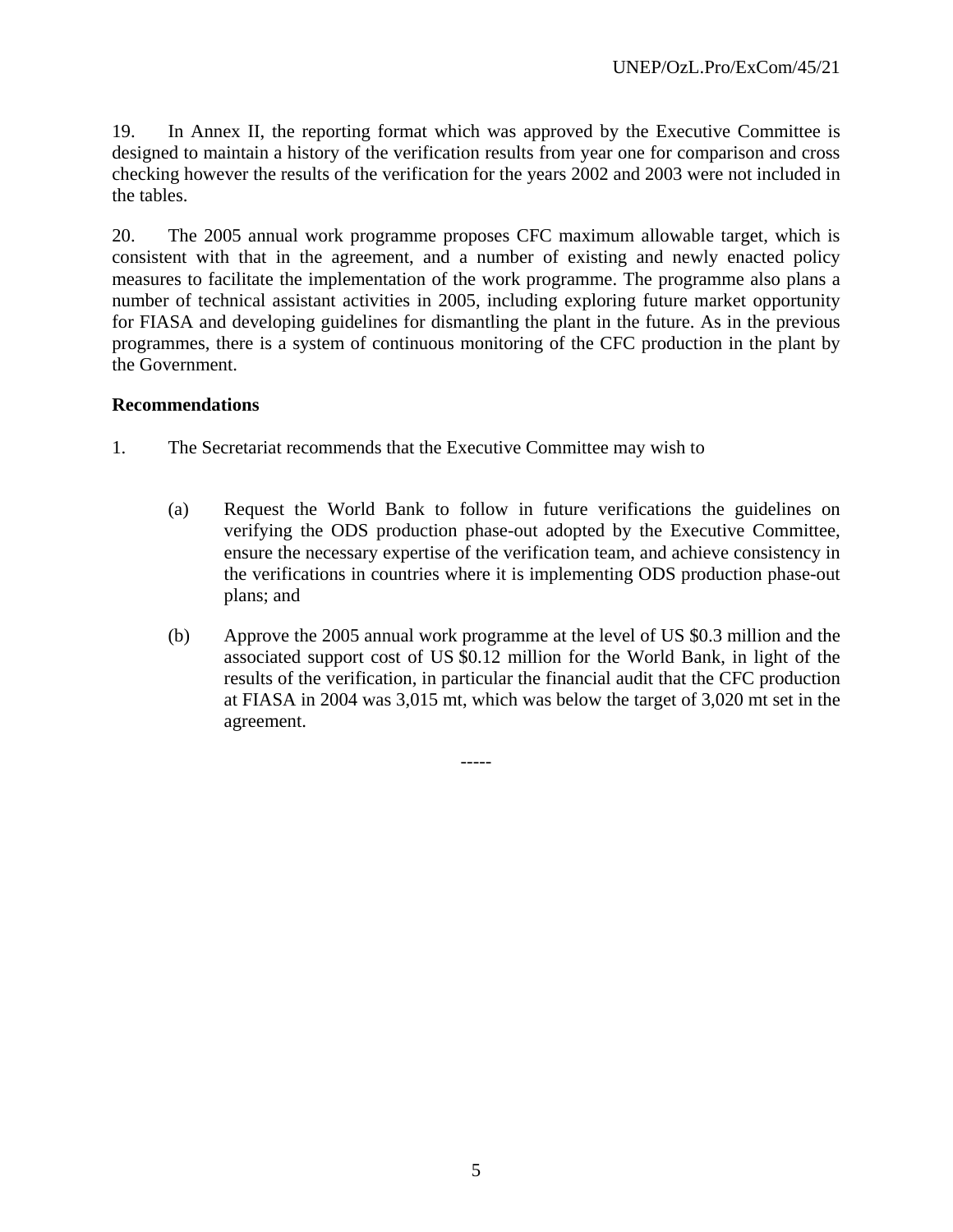19. In Annex II, the reporting format which was approved by the Executive Committee is designed to maintain a history of the verification results from year one for comparison and cross checking however the results of the verification for the years 2002 and 2003 were not included in the tables.

20. The 2005 annual work programme proposes CFC maximum allowable target, which is consistent with that in the agreement, and a number of existing and newly enacted policy measures to facilitate the implementation of the work programme. The programme also plans a number of technical assistant activities in 2005, including exploring future market opportunity for FIASA and developing guidelines for dismantling the plant in the future. As in the previous programmes, there is a system of continuous monitoring of the CFC production in the plant by the Government.

**Recommendations**

1. The Secretariat recommends that the Executive Committee may wish to

    (a) Request the World Bank to follow in future verifications the guidelines on verifying the ODS production phase-out adopted by the Executive Committee, ensure the necessary expertise of the verification team, and achieve consistency in the verifications in countries where it is implementing ODS production phase-out plans; and

    (b) Approve the 2005 annual work programme at the level of US \$0.3 million and the associated support cost of US \$0.12 million for the World Bank, in light of the results of the verification, in particular the financial audit that the CFC production at FIASA in 2004 was 3,015 mt, which was below the target of 3,020 mt set in the agreement.

-----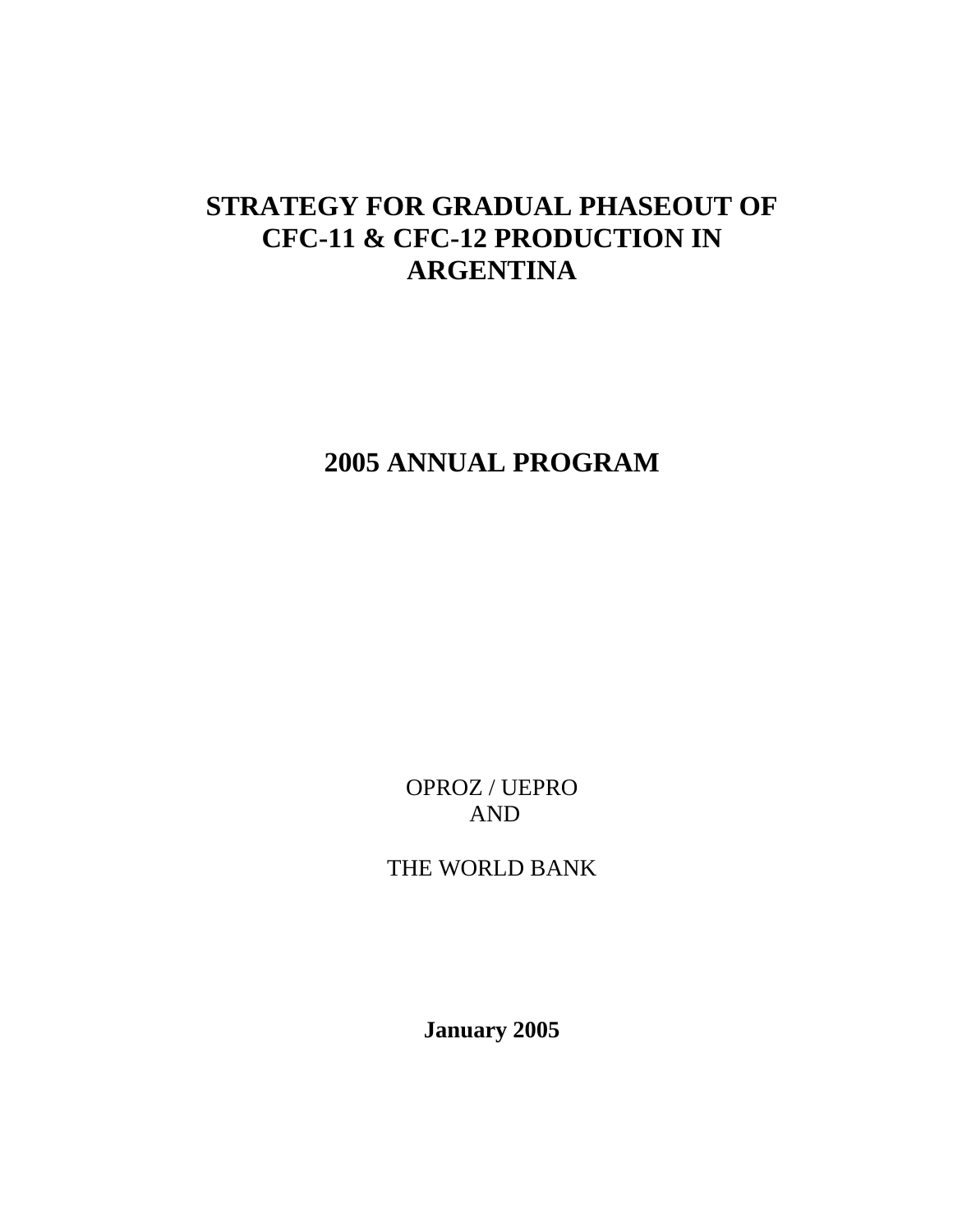# STRATEGY FOR GRADUAL PHASEOUT OF CFC-11 & CFC-12 PRODUCTION IN ARGENTINA

# 2005 ANNUAL PROGRAM

OPROZ / UEPRO
AND

THE WORLD BANK

**January 2005**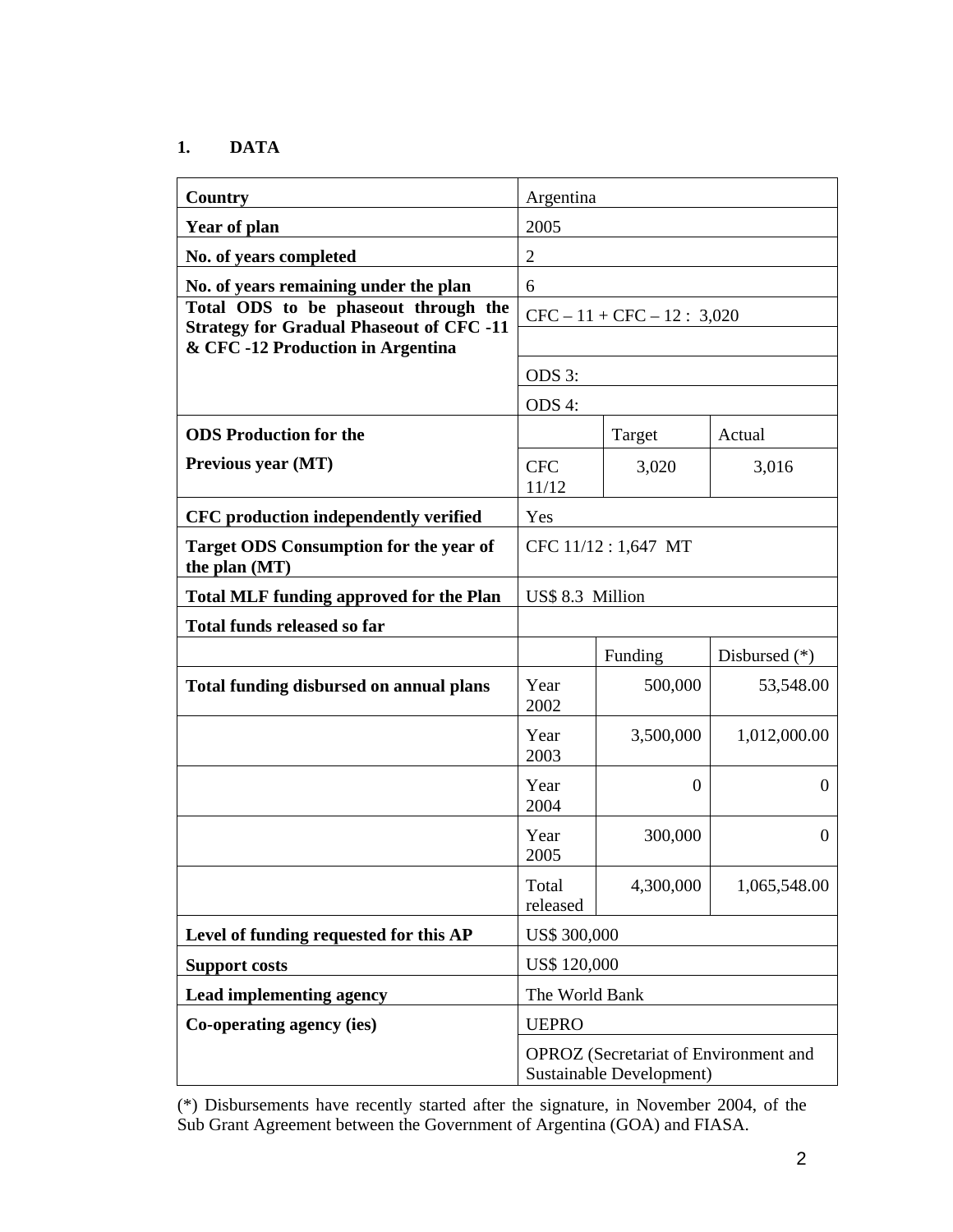## 1. DATA

| | | | |
|---|---|---|---|
| **Country** | Argentina | | |
| **Year of plan** | 2005 | | |
| **No. of years completed** | 2 | | |
| **No. of years remaining under the plan** | 6 | | |
| **Total ODS to be phaseout through the Strategy for Gradual Phaseout of CFC -11 & CFC -12 Production in Argentina** | CFC – 11 + CFC – 12 : 3,020 | | |
| | | | |
| | ODS 3: | | |
| | ODS 4: | | |
| **ODS Production for the Previous year (MT)** | | Target | Actual |
| | CFC 11/12 | 3,020 | 3,016 |
| **CFC production independently verified** | Yes | | |
| **Target ODS Consumption for the year of the plan (MT)** | CFC 11/12 : 1,647 MT | | |
| **Total MLF funding approved for the Plan** | US$ 8.3 Million | | |
| **Total funds released so far** | | | |
| | | Funding | Disbursed (*) |
| **Total funding disbursed on annual plans** | Year 2002 | 500,000 | 53,548.00 |
| | Year 2003 | 3,500,000 | 1,012,000.00 |
| | Year 2004 | 0 | 0 |
| | Year 2005 | 300,000 | 0 |
| | Total released | 4,300,000 | 1,065,548.00 |
| **Level of funding requested for this AP** | US$ 300,000 | | |
| **Support costs** | US$ 120,000 | | |
| **Lead implementing agency** | The World Bank | | |
| **Co-operating agency (ies)** | UEPRO | | |
| | OPROZ (Secretariat of Environment and Sustainable Development) | | |

(*) Disbursements have recently started after the signature, in November 2004, of the Sub Grant Agreement between the Government of Argentina (GOA) and FIASA.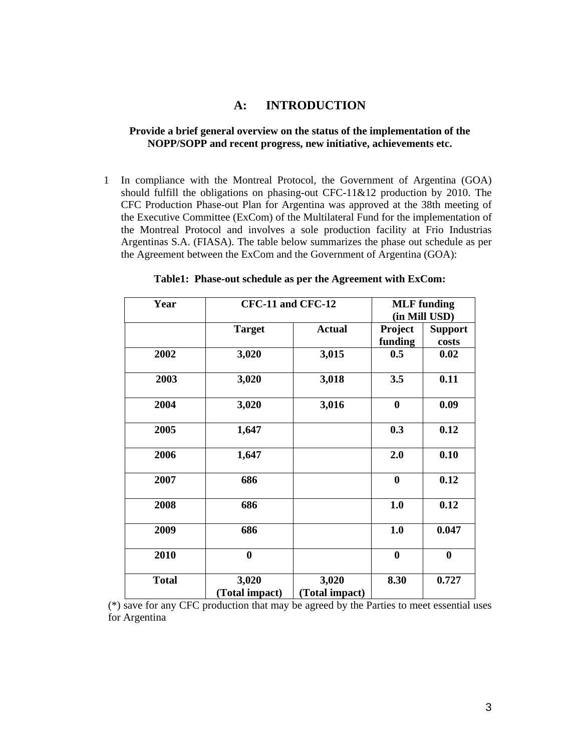## A: INTRODUCTION

**Provide a brief general overview on the status of the implementation of the NOPP/SOPP and recent progress, new initiative, achievements etc.**

1 In compliance with the Montreal Protocol, the Government of Argentina (GOA) should fulfill the obligations on phasing-out CFC-11&12 production by 2010. The CFC Production Phase-out Plan for Argentina was approved at the 38th meeting of the Executive Committee (ExCom) of the Multilateral Fund for the implementation of the Montreal Protocol and involves a sole production facility at Frio Industrias Argentinas S.A. (FIASA). The table below summarizes the phase out schedule as per the Agreement between the ExCom and the Government of Argentina (GOA):

**Table1: Phase-out schedule as per the Agreement with ExCom:**

| Year | CFC-11 and CFC-12 | | MLF funding (in Mill USD) | |
|---|---|---|---|---|
| | Target | Actual | Project funding | Support costs |
| 2002 | 3,020 | 3,015 | 0.5 | 0.02 |
| 2003 | 3,020 | 3,018 | 3.5 | 0.11 |
| 2004 | 3,020 | 3,016 | 0 | 0.09 |
| 2005 | 1,647 | | 0.3 | 0.12 |
| 2006 | 1,647 | | 2.0 | 0.10 |
| 2007 | 686 | | 0 | 0.12 |
| 2008 | 686 | | 1.0 | 0.12 |
| 2009 | 686 | | 1.0 | 0.047 |
| 2010 | 0 | | 0 | 0 |
| Total | 3,020 (Total impact) | 3,020 (Total impact) | 8.30 | 0.727 |

(*) save for any CFC production that may be agreed by the Parties to meet essential uses for Argentina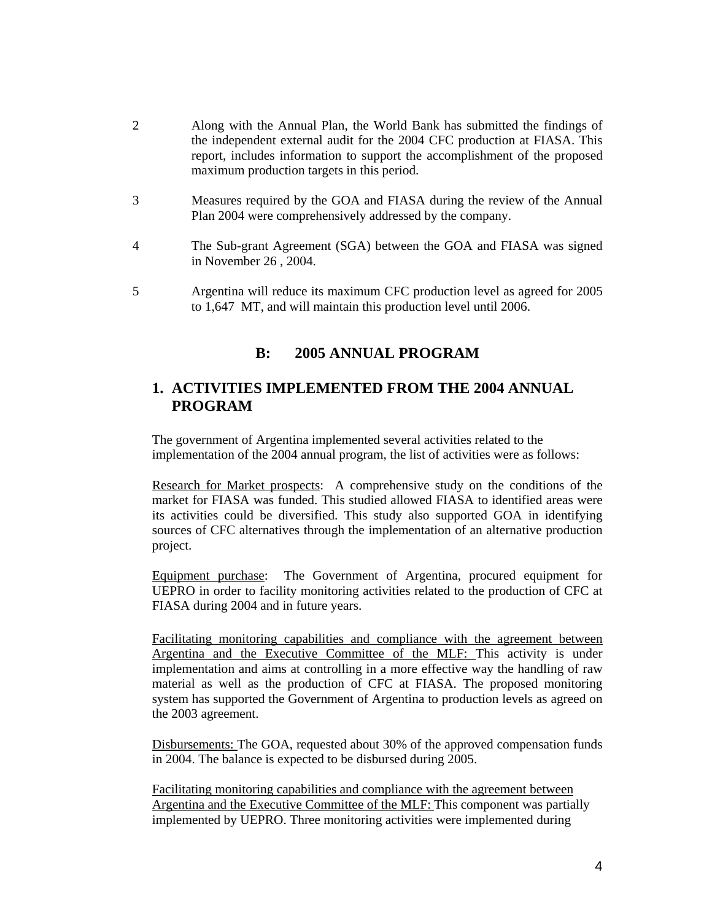2 Along with the Annual Plan, the World Bank has submitted the findings of the independent external audit for the 2004 CFC production at FIASA. This report, includes information to support the accomplishment of the proposed maximum production targets in this period.

3 Measures required by the GOA and FIASA during the review of the Annual Plan 2004 were comprehensively addressed by the company.

4 The Sub-grant Agreement (SGA) between the GOA and FIASA was signed in November 26 , 2004.

5 Argentina will reduce its maximum CFC production level as agreed for 2005 to 1,647 MT, and will maintain this production level until 2006.

## B: 2005 ANNUAL PROGRAM

### 1. ACTIVITIES IMPLEMENTED FROM THE 2004 ANNUAL PROGRAM

The government of Argentina implemented several activities related to the implementation of the 2004 annual program, the list of activities were as follows:

Research for Market prospects: A comprehensive study on the conditions of the market for FIASA was funded. This studied allowed FIASA to identified areas were its activities could be diversified. This study also supported GOA in identifying sources of CFC alternatives through the implementation of an alternative production project.

Equipment purchase: The Government of Argentina, procured equipment for UEPRO in order to facility monitoring activities related to the production of CFC at FIASA during 2004 and in future years.

Facilitating monitoring capabilities and compliance with the agreement between Argentina and the Executive Committee of the MLF: This activity is under implementation and aims at controlling in a more effective way the handling of raw material as well as the production of CFC at FIASA. The proposed monitoring system has supported the Government of Argentina to production levels as agreed on the 2003 agreement.

Disbursements: The GOA, requested about 30% of the approved compensation funds in 2004. The balance is expected to be disbursed during 2005.

Facilitating monitoring capabilities and compliance with the agreement between Argentina and the Executive Committee of the MLF: This component was partially implemented by UEPRO. Three monitoring activities were implemented during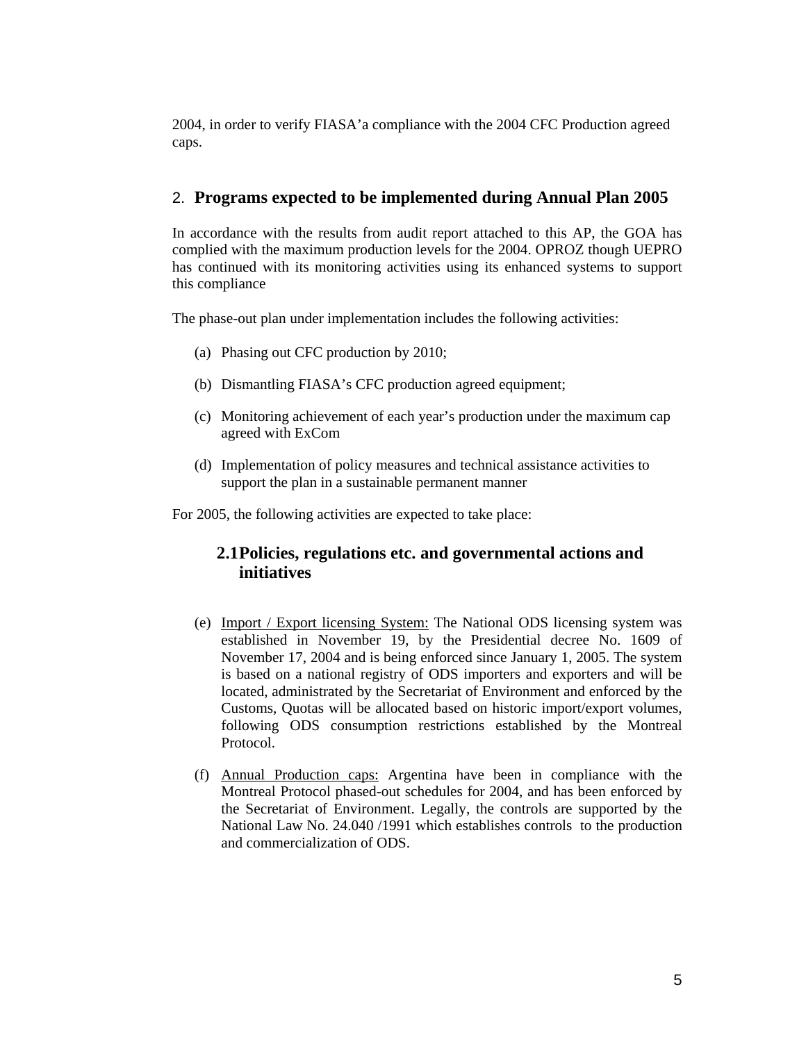2004, in order to verify FIASA'a compliance with the 2004 CFC Production agreed caps.

## 2. Programs expected to be implemented during Annual Plan 2005

In accordance with the results from audit report attached to this AP, the GOA has complied with the maximum production levels for the 2004. OPROZ though UEPRO has continued with its monitoring activities using its enhanced systems to support this compliance

The phase-out plan under implementation includes the following activities:

(a) Phasing out CFC production by 2010;

(b) Dismantling FIASA's CFC production agreed equipment;

(c) Monitoring achievement of each year's production under the maximum cap agreed with ExCom

(d) Implementation of policy measures and technical assistance activities to support the plan in a sustainable permanent manner

For 2005, the following activities are expected to take place:

### 2.1 Policies, regulations etc. and governmental actions and initiatives

(e) <u>Import / Export licensing System:</u> The National ODS licensing system was established in November 19, by the Presidential decree No. 1609 of November 17, 2004 and is being enforced since January 1, 2005. The system is based on a national registry of ODS importers and exporters and will be located, administrated by the Secretariat of Environment and enforced by the Customs, Quotas will be allocated based on historic import/export volumes, following ODS consumption restrictions established by the Montreal Protocol.

(f) <u>Annual Production caps:</u> Argentina have been in compliance with the Montreal Protocol phased-out schedules for 2004, and has been enforced by the Secretariat of Environment. Legally, the controls are supported by the National Law No. 24.040 /1991 which establishes controls to the production and commercialization of ODS.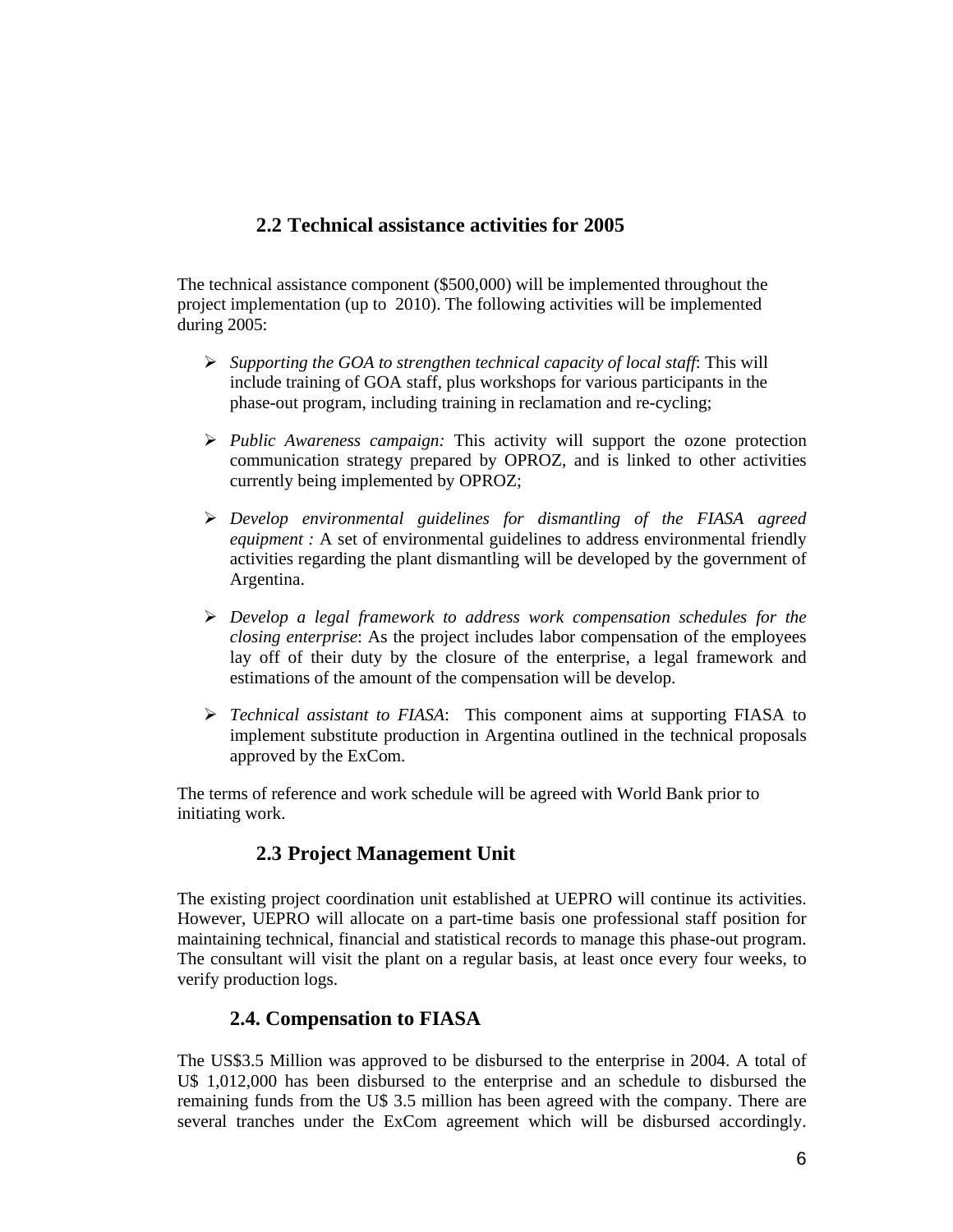## 2.2 Technical assistance activities for 2005

The technical assistance component ($500,000) will be implemented throughout the project implementation (up to 2010). The following activities will be implemented during 2005:

- *Supporting the GOA to strengthen technical capacity of local staff*: This will include training of GOA staff, plus workshops for various participants in the phase-out program, including training in reclamation and re-cycling;

- *Public Awareness campaign:* This activity will support the ozone protection communication strategy prepared by OPROZ, and is linked to other activities currently being implemented by OPROZ;

- *Develop environmental guidelines for dismantling of the FIASA agreed equipment :* A set of environmental guidelines to address environmental friendly activities regarding the plant dismantling will be developed by the government of Argentina.

- *Develop a legal framework to address work compensation schedules for the closing enterprise*: As the project includes labor compensation of the employees lay off of their duty by the closure of the enterprise, a legal framework and estimations of the amount of the compensation will be develop.

- *Technical assistant to FIASA*: This component aims at supporting FIASA to implement substitute production in Argentina outlined in the technical proposals approved by the ExCom.

The terms of reference and work schedule will be agreed with World Bank prior to initiating work.

## 2.3 Project Management Unit

The existing project coordination unit established at UEPRO will continue its activities. However, UEPRO will allocate on a part-time basis one professional staff position for maintaining technical, financial and statistical records to manage this phase-out program. The consultant will visit the plant on a regular basis, at least once every four weeks, to verify production logs.

## 2.4. Compensation to FIASA

The US$3.5 Million was approved to be disbursed to the enterprise in 2004. A total of U$ 1,012,000 has been disbursed to the enterprise and an schedule to disbursed the remaining funds from the U$ 3.5 million has been agreed with the company. There are several tranches under the ExCom agreement which will be disbursed accordingly.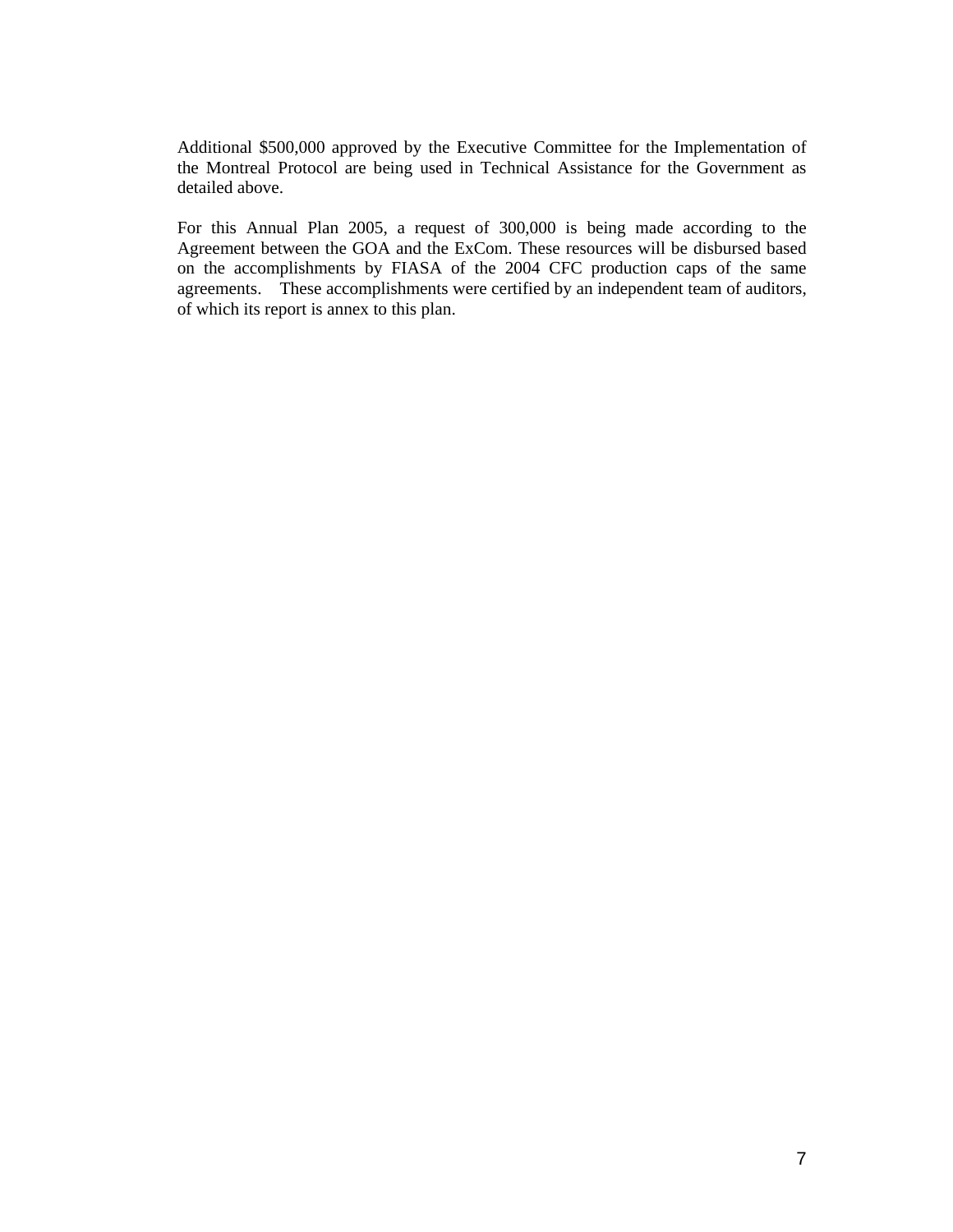Additional $500,000 approved by the Executive Committee for the Implementation of the Montreal Protocol are being used in Technical Assistance for the Government as detailed above.

For this Annual Plan 2005, a request of 300,000 is being made according to the Agreement between the GOA and the ExCom. These resources will be disbursed based on the accomplishments by FIASA of the 2004 CFC production caps of the same agreements. These accomplishments were certified by an independent team of auditors, of which its report is annex to this plan.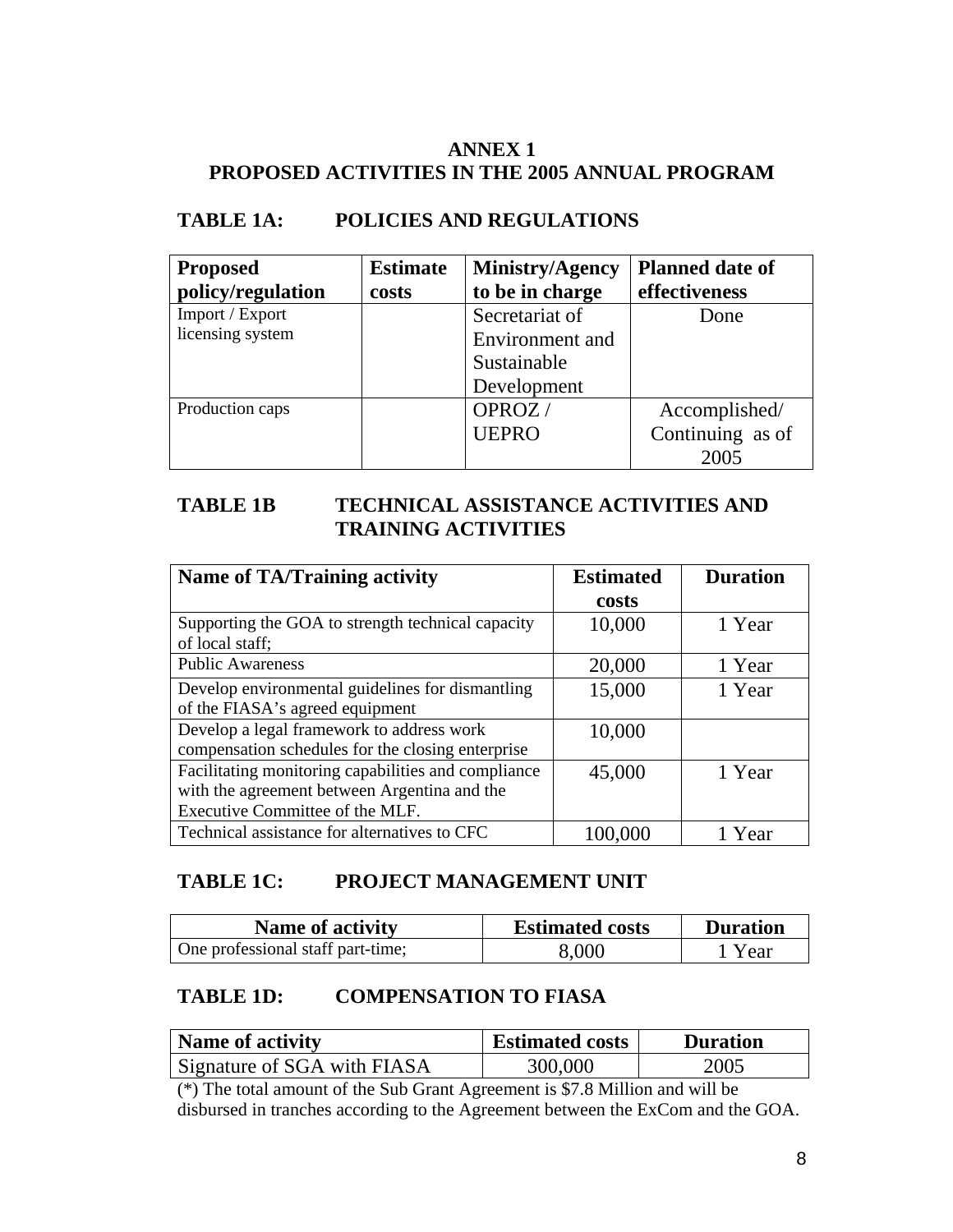## ANNEX 1
## PROPOSED ACTIVITIES IN THE 2005 ANNUAL PROGRAM

### TABLE 1A: POLICIES AND REGULATIONS

| Proposed policy/regulation | Estimate costs | Ministry/Agency to be in charge | Planned date of effectiveness |
|---|---|---|---|
| Import / Export licensing system | | Secretariat of Environment and Sustainable Development | Done |
| Production caps | | OPROZ / UEPRO | Accomplished/ Continuing as of 2005 |

### TABLE 1B TECHNICAL ASSISTANCE ACTIVITIES AND TRAINING ACTIVITIES

| Name of TA/Training activity | Estimated costs | Duration |
|---|---|---|
| Supporting the GOA to strength technical capacity of local staff; | 10,000 | 1 Year |
| Public Awareness | 20,000 | 1 Year |
| Develop environmental guidelines for dismantling of the FIASA's agreed equipment | 15,000 | 1 Year |
| Develop a legal framework to address work compensation schedules for the closing enterprise | 10,000 | |
| Facilitating monitoring capabilities and compliance with the agreement between Argentina and the Executive Committee of the MLF. | 45,000 | 1 Year |
| Technical assistance for alternatives to CFC | 100,000 | 1 Year |

### TABLE 1C: PROJECT MANAGEMENT UNIT

| Name of activity | Estimated costs | Duration |
|---|---|---|
| One professional staff part-time; | 8,000 | 1 Year |

### TABLE 1D: COMPENSATION TO FIASA

| Name of activity | Estimated costs | Duration |
|---|---|---|
| Signature of SGA with FIASA | 300,000 | 2005 |

(*) The total amount of the Sub Grant Agreement is $7.8 Million and will be disbursed in tranches according to the Agreement between the ExCom and the GOA.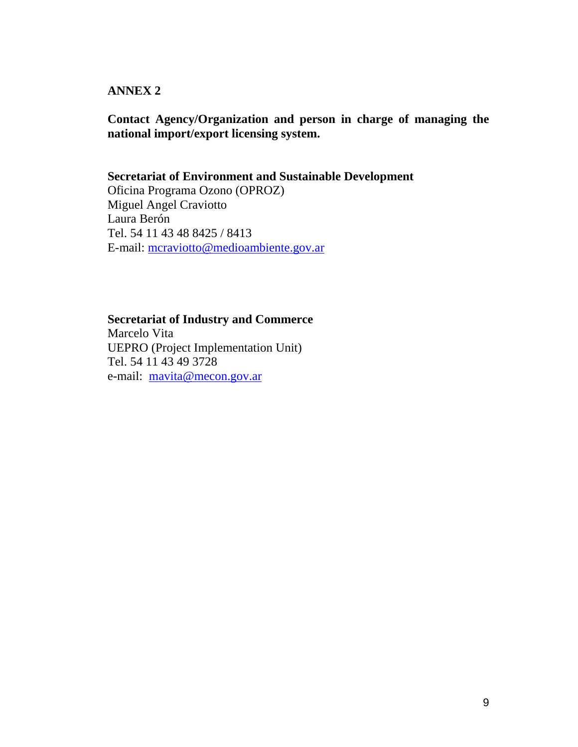# ANNEX 2

**Contact Agency/Organization and person in charge of managing the national import/export licensing system.**

**Secretariat of Environment and Sustainable Development**
Oficina Programa Ozono (OPROZ)
Miguel Angel Craviotto
Laura Berón
Tel. 54 11 43 48 8425 / 8413
E-mail: mcraviotto@medioambiente.gov.ar

**Secretariat of Industry and Commerce**
Marcelo Vita
UEPRO (Project Implementation Unit)
Tel. 54 11 43 49 3728
e-mail: mavita@mecon.gov.ar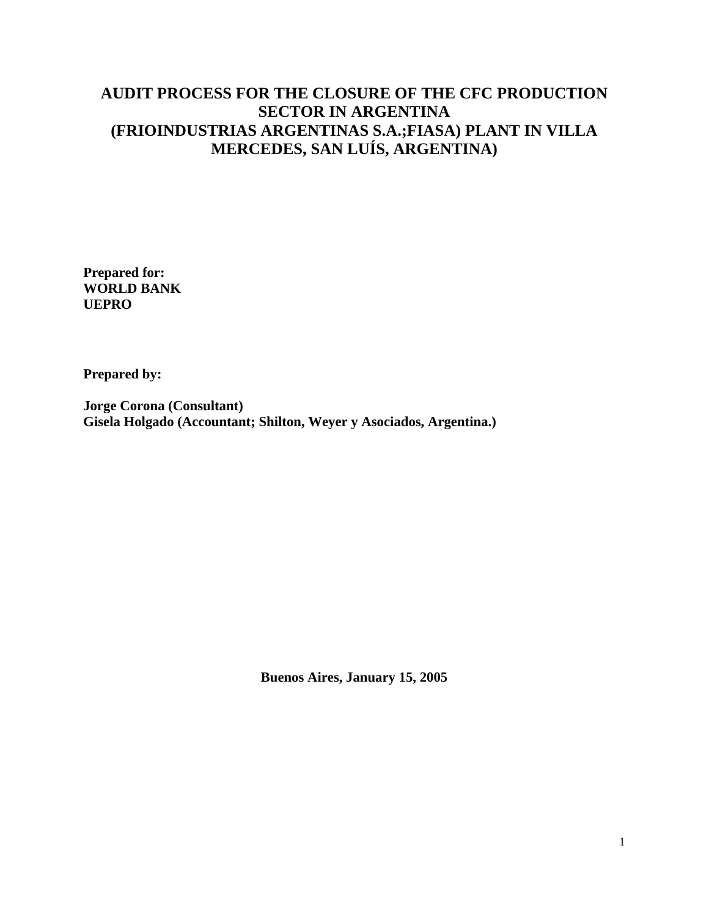# AUDIT PROCESS FOR THE CLOSURE OF THE CFC PRODUCTION SECTOR IN ARGENTINA (FRIOINDUSTRIAS ARGENTINAS S.A.;FIASA) PLANT IN VILLA MERCEDES, SAN LUÍS, ARGENTINA)

**Prepared for:**
**WORLD BANK**
**UEPRO**

**Prepared by:**

**Jorge Corona (Consultant)**
**Gisela Holgado (Accountant; Shilton, Weyer y Asociados, Argentina.)**

**Buenos Aires, January 15, 2005**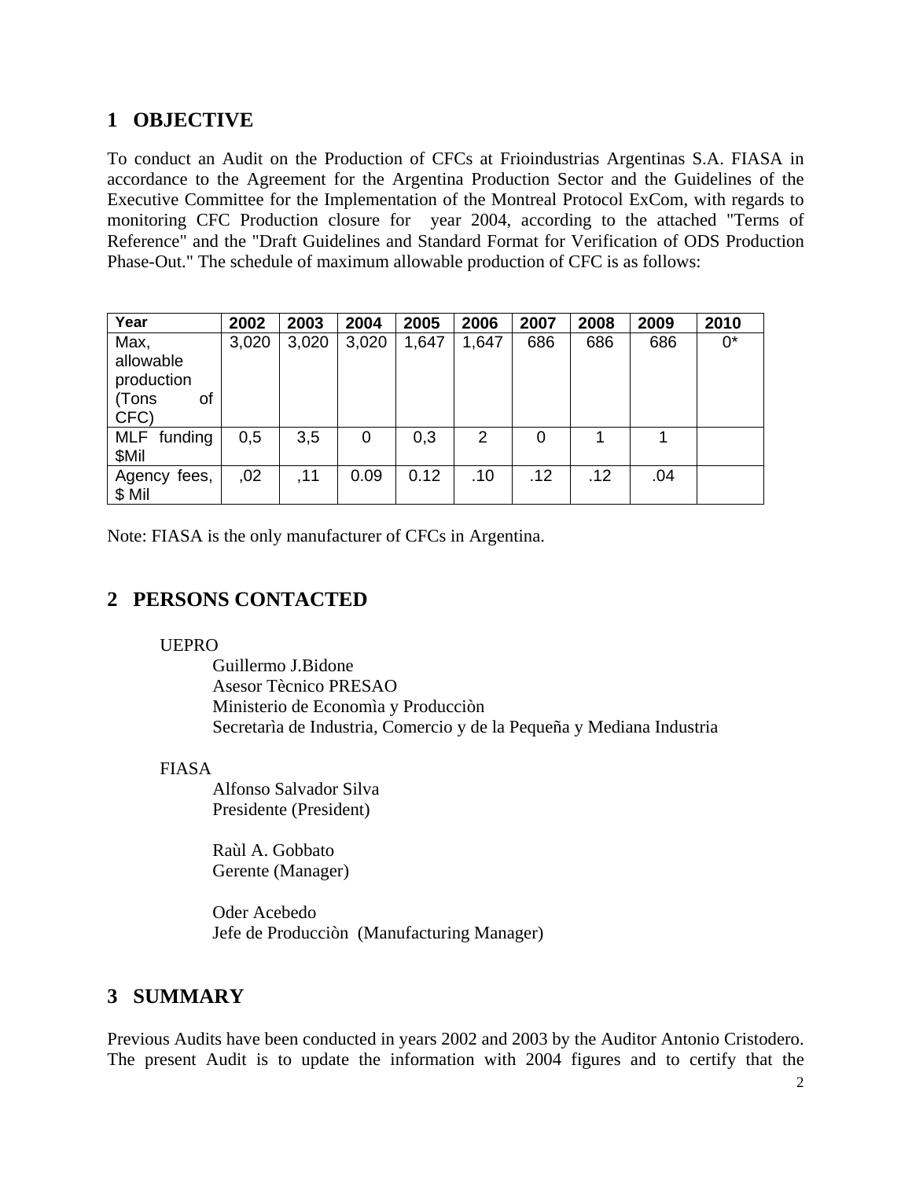## 1 OBJECTIVE

To conduct an Audit on the Production of CFCs at Frioindustrias Argentinas S.A. FIASA in accordance to the Agreement for the Argentina Production Sector and the Guidelines of the Executive Committee for the Implementation of the Montreal Protocol ExCom, with regards to monitoring CFC Production closure for year 2004, according to the attached "Terms of Reference" and the "Draft Guidelines and Standard Format for Verification of ODS Production Phase-Out." The schedule of maximum allowable production of CFC is as follows:

| Year | 2002 | 2003 | 2004 | 2005 | 2006 | 2007 | 2008 | 2009 | 2010 |
|---|---|---|---|---|---|---|---|---|---|
| Max, allowable production (Tons of CFC) | 3,020 | 3,020 | 3,020 | 1,647 | 1,647 | 686 | 686 | 686 | 0* |
| MLF funding $Mil | 0,5 | 3,5 | 0 | 0,3 | 2 | 0 | 1 | 1 | |
| Agency fees, $ Mil | ,02 | ,11 | 0.09 | 0.12 | .10 | .12 | .12 | .04 | |

Note: FIASA is the only manufacturer of CFCs in Argentina.

## 2 PERSONS CONTACTED

UEPRO

Guillermo J.Bidone
Asesor Tècnico PRESAO
Ministerio de Economìa y Producciòn
Secretarìa de Industria, Comercio y de la Pequeña y Mediana Industria

FIASA

Alfonso Salvador Silva
Presidente (President)

Raùl A. Gobbato
Gerente (Manager)

Oder Acebedo
Jefe de Producciòn (Manufacturing Manager)

## 3 SUMMARY

Previous Audits have been conducted in years 2002 and 2003 by the Auditor Antonio Cristodero. The present Audit is to update the information with 2004 figures and to certify that the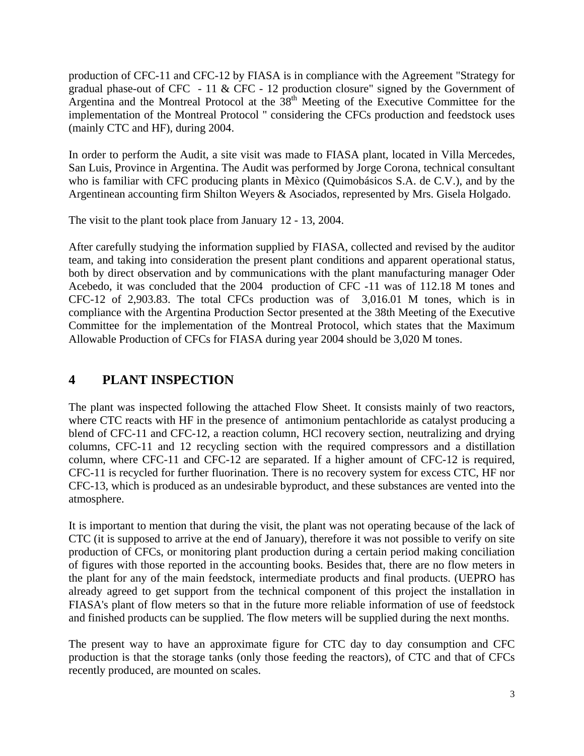production of CFC-11 and CFC-12 by FIASA is in compliance with the Agreement "Strategy for gradual phase-out of CFC - 11 & CFC - 12 production closure" signed by the Government of Argentina and the Montreal Protocol at the 38th Meeting of the Executive Committee for the implementation of the Montreal Protocol " considering the CFCs production and feedstock uses (mainly CTC and HF), during 2004.

In order to perform the Audit, a site visit was made to FIASA plant, located in Villa Mercedes, San Luis, Province in Argentina. The Audit was performed by Jorge Corona, technical consultant who is familiar with CFC producing plants in Mèxico (Quimobásicos S.A. de C.V.), and by the Argentinean accounting firm Shilton Weyers & Asociados, represented by Mrs. Gisela Holgado.

The visit to the plant took place from January 12 - 13, 2004.

After carefully studying the information supplied by FIASA, collected and revised by the auditor team, and taking into consideration the present plant conditions and apparent operational status, both by direct observation and by communications with the plant manufacturing manager Oder Acebedo, it was concluded that the 2004 production of CFC -11 was of 112.18 M tones and CFC-12 of 2,903.83. The total CFCs production was of 3,016.01 M tones, which is in compliance with the Argentina Production Sector presented at the 38th Meeting of the Executive Committee for the implementation of the Montreal Protocol, which states that the Maximum Allowable Production of CFCs for FIASA during year 2004 should be 3,020 M tones.

# 4 PLANT INSPECTION

The plant was inspected following the attached Flow Sheet. It consists mainly of two reactors, where CTC reacts with HF in the presence of antimonium pentachloride as catalyst producing a blend of CFC-11 and CFC-12, a reaction column, HCl recovery section, neutralizing and drying columns, CFC-11 and 12 recycling section with the required compressors and a distillation column, where CFC-11 and CFC-12 are separated. If a higher amount of CFC-12 is required, CFC-11 is recycled for further fluorination. There is no recovery system for excess CTC, HF nor CFC-13, which is produced as an undesirable byproduct, and these substances are vented into the atmosphere.

It is important to mention that during the visit, the plant was not operating because of the lack of CTC (it is supposed to arrive at the end of January), therefore it was not possible to verify on site production of CFCs, or monitoring plant production during a certain period making conciliation of figures with those reported in the accounting books. Besides that, there are no flow meters in the plant for any of the main feedstock, intermediate products and final products. (UEPRO has already agreed to get support from the technical component of this project the installation in FIASA's plant of flow meters so that in the future more reliable information of use of feedstock and finished products can be supplied. The flow meters will be supplied during the next months.

The present way to have an approximate figure for CTC day to day consumption and CFC production is that the storage tanks (only those feeding the reactors), of CTC and that of CFCs recently produced, are mounted on scales.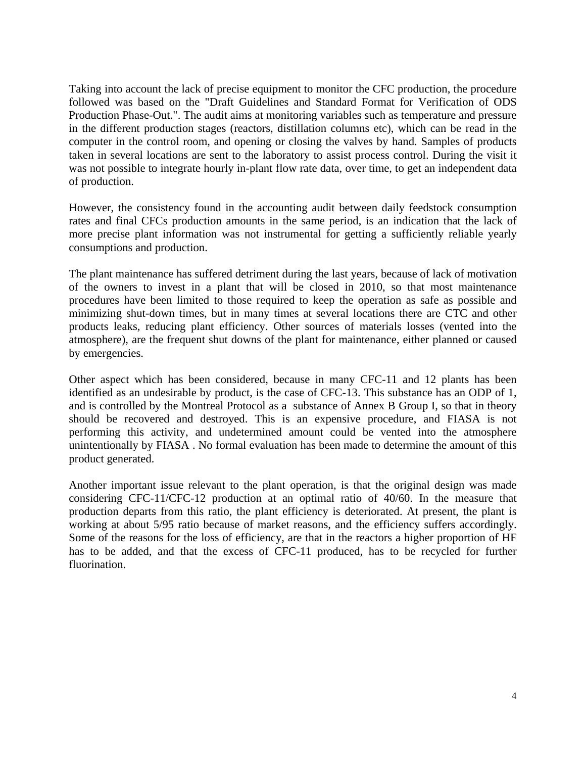Taking into account the lack of precise equipment to monitor the CFC production, the procedure followed was based on the "Draft Guidelines and Standard Format for Verification of ODS Production Phase-Out.". The audit aims at monitoring variables such as temperature and pressure in the different production stages (reactors, distillation columns etc), which can be read in the computer in the control room, and opening or closing the valves by hand. Samples of products taken in several locations are sent to the laboratory to assist process control. During the visit it was not possible to integrate hourly in-plant flow rate data, over time, to get an independent data of production.

However, the consistency found in the accounting audit between daily feedstock consumption rates and final CFCs production amounts in the same period, is an indication that the lack of more precise plant information was not instrumental for getting a sufficiently reliable yearly consumptions and production.

The plant maintenance has suffered detriment during the last years, because of lack of motivation of the owners to invest in a plant that will be closed in 2010, so that most maintenance procedures have been limited to those required to keep the operation as safe as possible and minimizing shut-down times, but in many times at several locations there are CTC and other products leaks, reducing plant efficiency. Other sources of materials losses (vented into the atmosphere), are the frequent shut downs of the plant for maintenance, either planned or caused by emergencies.

Other aspect which has been considered, because in many CFC-11 and 12 plants has been identified as an undesirable by product, is the case of CFC-13. This substance has an ODP of 1, and is controlled by the Montreal Protocol as a substance of Annex B Group I, so that in theory should be recovered and destroyed. This is an expensive procedure, and FIASA is not performing this activity, and undetermined amount could be vented into the atmosphere unintentionally by FIASA . No formal evaluation has been made to determine the amount of this product generated.

Another important issue relevant to the plant operation, is that the original design was made considering CFC-11/CFC-12 production at an optimal ratio of 40/60. In the measure that production departs from this ratio, the plant efficiency is deteriorated. At present, the plant is working at about 5/95 ratio because of market reasons, and the efficiency suffers accordingly. Some of the reasons for the loss of efficiency, are that in the reactors a higher proportion of HF has to be added, and that the excess of CFC-11 produced, has to be recycled for further fluorination.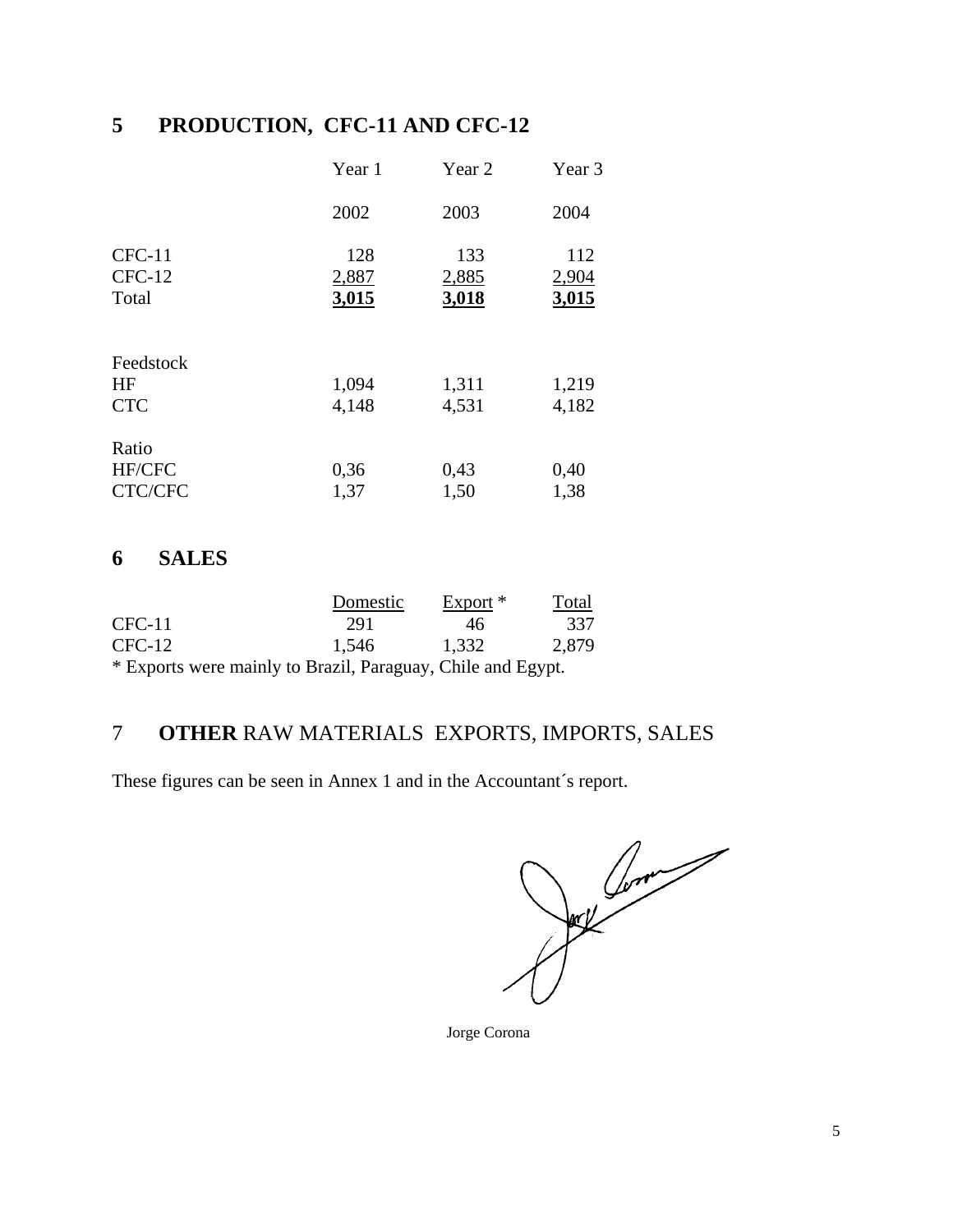## 5 PRODUCTION, CFC-11 AND CFC-12

| | Year 1 | Year 2 | Year 3 |
|---|---|---|---|
| | 2002 | 2003 | 2004 |
| CFC-11 | 128 | 133 | 112 |
| CFC-12 | 2,887 | 2,885 | 2,904 |
| Total | **3,015** | **3,018** | **3,015** |
| Feedstock | | | |
| HF | 1,094 | 1,311 | 1,219 |
| CTC | 4,148 | 4,531 | 4,182 |
| Ratio | | | |
| HF/CFC | 0,36 | 0,43 | 0,40 |
| CTC/CFC | 1,37 | 1,50 | 1,38 |

## 6 SALES

| | Domestic | Export * | Total |
|---|---|---|---|
| CFC-11 | 291 | 46 | 337 |
| CFC-12 | 1,546 | 1,332 | 2,879 |

* Exports were mainly to Brazil, Paraguay, Chile and Egypt.

## 7 **OTHER** RAW MATERIALS EXPORTS, IMPORTS, SALES

These figures can be seen in Annex 1 and in the Accountant´s report.

Jorge Corona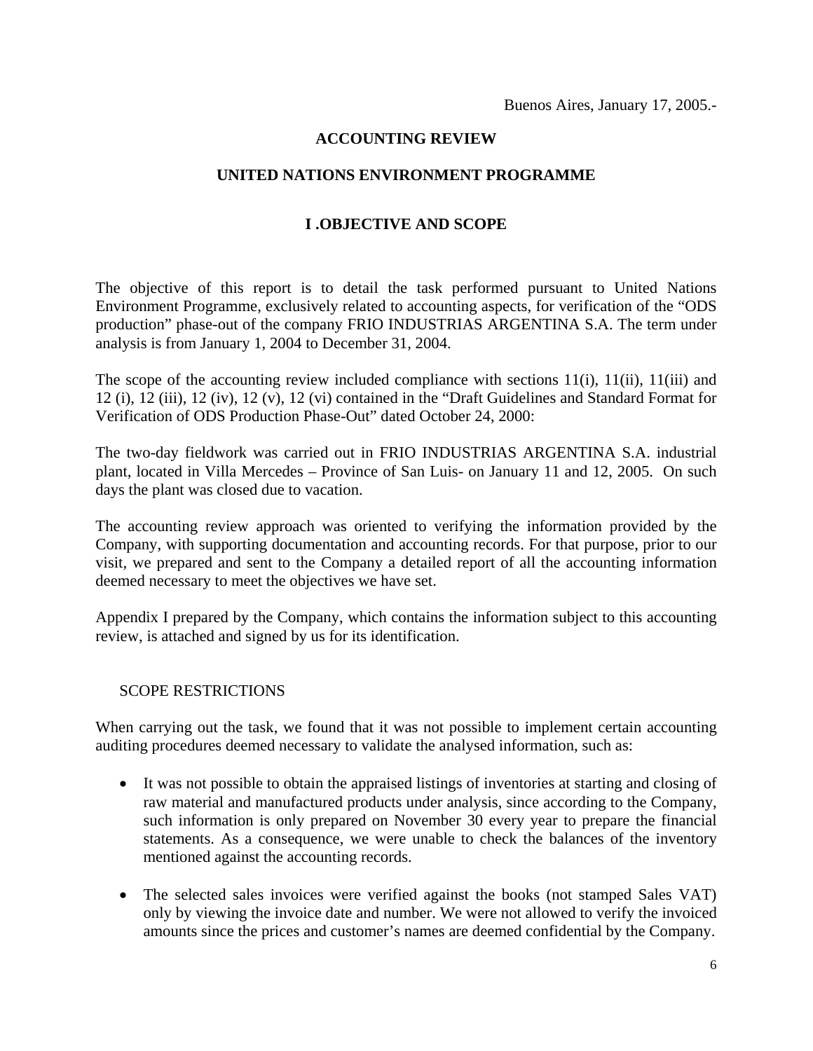Buenos Aires, January 17, 2005.-

**ACCOUNTING REVIEW**

**UNITED NATIONS ENVIRONMENT PROGRAMME**

## I .OBJECTIVE AND SCOPE

The objective of this report is to detail the task performed pursuant to United Nations Environment Programme, exclusively related to accounting aspects, for verification of the "ODS production" phase-out of the company FRIO INDUSTRIAS ARGENTINA S.A. The term under analysis is from January 1, 2004 to December 31, 2004.

The scope of the accounting review included compliance with sections 11(i), 11(ii), 11(iii) and 12 (i), 12 (iii), 12 (iv), 12 (v), 12 (vi) contained in the "Draft Guidelines and Standard Format for Verification of ODS Production Phase-Out" dated October 24, 2000:

The two-day fieldwork was carried out in FRIO INDUSTRIAS ARGENTINA S.A. industrial plant, located in Villa Mercedes – Province of San Luis- on January 11 and 12, 2005. On such days the plant was closed due to vacation.

The accounting review approach was oriented to verifying the information provided by the Company, with supporting documentation and accounting records. For that purpose, prior to our visit, we prepared and sent to the Company a detailed report of all the accounting information deemed necessary to meet the objectives we have set.

Appendix I prepared by the Company, which contains the information subject to this accounting review, is attached and signed by us for its identification.

SCOPE RESTRICTIONS

When carrying out the task, we found that it was not possible to implement certain accounting auditing procedures deemed necessary to validate the analysed information, such as:

- It was not possible to obtain the appraised listings of inventories at starting and closing of raw material and manufactured products under analysis, since according to the Company, such information is only prepared on November 30 every year to prepare the financial statements. As a consequence, we were unable to check the balances of the inventory mentioned against the accounting records.
- The selected sales invoices were verified against the books (not stamped Sales VAT) only by viewing the invoice date and number. We were not allowed to verify the invoiced amounts since the prices and customer's names are deemed confidential by the Company.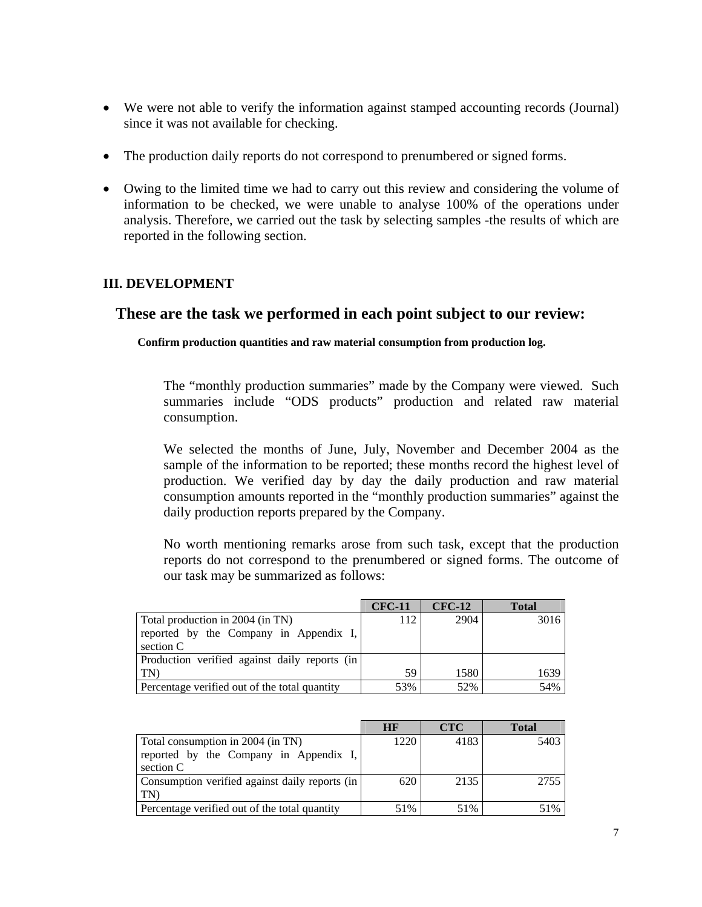- We were not able to verify the information against stamped accounting records (Journal) since it was not available for checking.
- The production daily reports do not correspond to prenumbered or signed forms.
- Owing to the limited time we had to carry out this review and considering the volume of information to be checked, we were unable to analyse 100% of the operations under analysis. Therefore, we carried out the task by selecting samples -the results of which are reported in the following section.

## III. DEVELOPMENT

## These are the task we performed in each point subject to our review:

**Confirm production quantities and raw material consumption from production log.**

The "monthly production summaries" made by the Company were viewed. Such summaries include "ODS products" production and related raw material consumption.

We selected the months of June, July, November and December 2004 as the sample of the information to be reported; these months record the highest level of production. We verified day by day the daily production and raw material consumption amounts reported in the "monthly production summaries" against the daily production reports prepared by the Company.

No worth mentioning remarks arose from such task, except that the production reports do not correspond to the prenumbered or signed forms. The outcome of our task may be summarized as follows:

| | CFC-11 | CFC-12 | Total |
|---|---|---|---|
| Total production in 2004 (in TN) reported by the Company in Appendix I, section C | 112 | 2904 | 3016 |
| Production verified against daily reports (in TN) | 59 | 1580 | 1639 |
| Percentage verified out of the total quantity | 53% | 52% | 54% |

| | HF | CTC | Total |
|---|---|---|---|
| Total consumption in 2004 (in TN) reported by the Company in Appendix I, section C | 1220 | 4183 | 5403 |
| Consumption verified against daily reports (in TN) | 620 | 2135 | 2755 |
| Percentage verified out of the total quantity | 51% | 51% | 51% |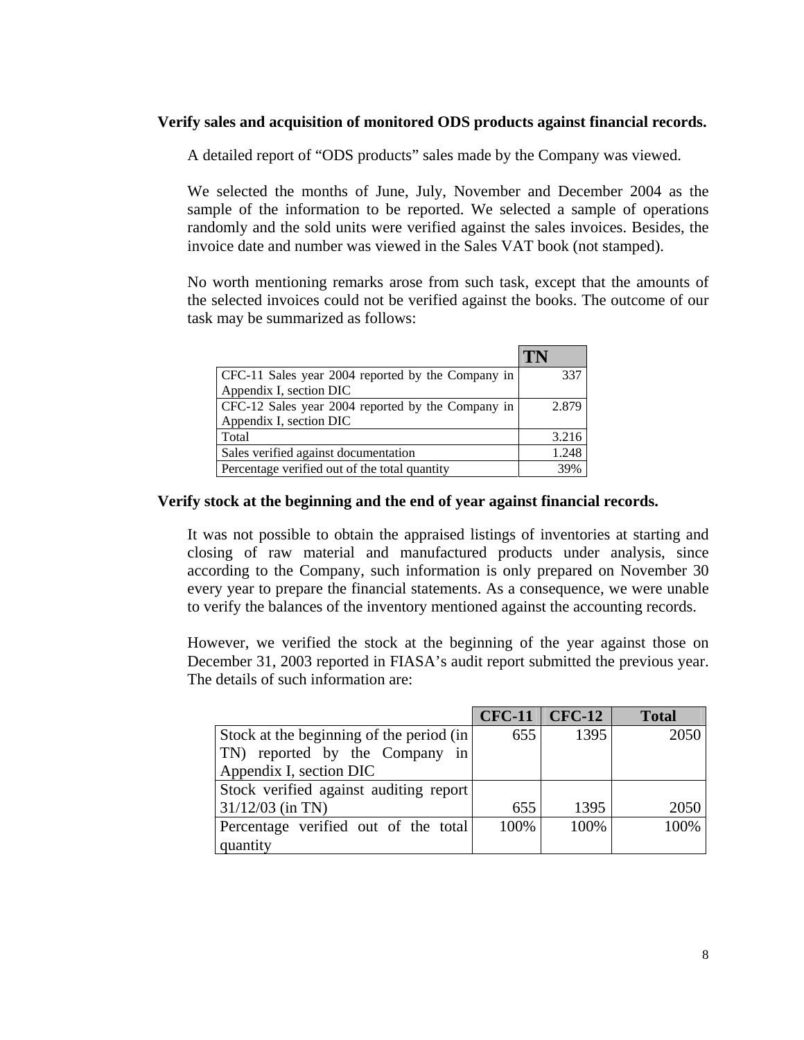**Verify sales and acquisition of monitored ODS products against financial records.**

A detailed report of "ODS products" sales made by the Company was viewed.

We selected the months of June, July, November and December 2004 as the sample of the information to be reported. We selected a sample of operations randomly and the sold units were verified against the sales invoices. Besides, the invoice date and number was viewed in the Sales VAT book (not stamped).

No worth mentioning remarks arose from such task, except that the amounts of the selected invoices could not be verified against the books. The outcome of our task may be summarized as follows:

| | **TN** |
|---|---|
| CFC-11 Sales year 2004 reported by the Company in Appendix I, section DIC | 337 |
| CFC-12 Sales year 2004 reported by the Company in Appendix I, section DIC | 2.879 |
| Total | 3.216 |
| Sales verified against documentation | 1.248 |
| Percentage verified out of the total quantity | 39% |

**Verify stock at the beginning and the end of year against financial records.**

It was not possible to obtain the appraised listings of inventories at starting and closing of raw material and manufactured products under analysis, since according to the Company, such information is only prepared on November 30 every year to prepare the financial statements. As a consequence, we were unable to verify the balances of the inventory mentioned against the accounting records.

However, we verified the stock at the beginning of the year against those on December 31, 2003 reported in FIASA's audit report submitted the previous year. The details of such information are:

| | **CFC-11** | **CFC-12** | **Total** |
|---|---|---|---|
| Stock at the beginning of the period (in TN) reported by the Company in Appendix I, section DIC | 655 | 1395 | 2050 |
| Stock verified against auditing report 31/12/03 (in TN) | 655 | 1395 | 2050 |
| Percentage verified out of the total quantity | 100% | 100% | 100% |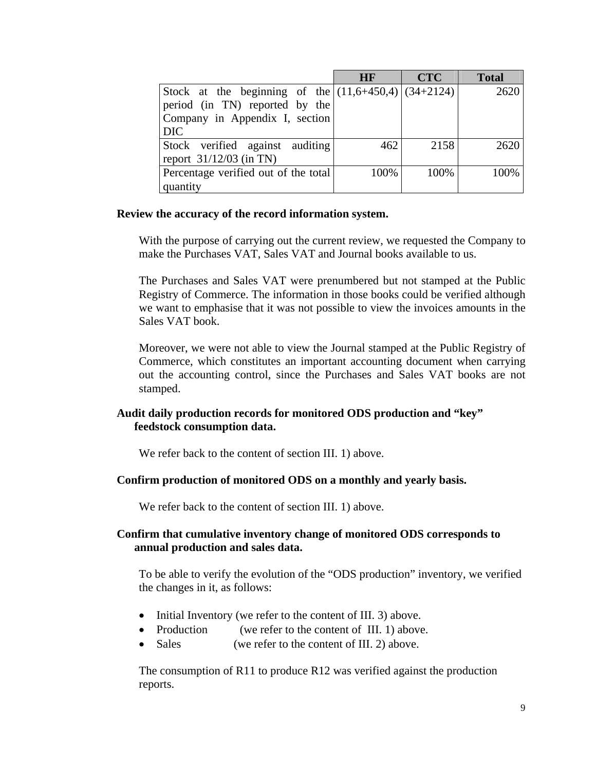| | HF | CTC | Total |
|---|---|---|---|
| Stock at the beginning of the period (in TN) reported by the Company in Appendix I, section DIC | (11,6+450,4) | (34+2124) | 2620 |
| Stock verified against auditing report 31/12/03 (in TN) | 462 | 2158 | 2620 |
| Percentage verified out of the total quantity | 100% | 100% | 100% |

**Review the accuracy of the record information system.**

With the purpose of carrying out the current review, we requested the Company to make the Purchases VAT, Sales VAT and Journal books available to us.

The Purchases and Sales VAT were prenumbered but not stamped at the Public Registry of Commerce. The information in those books could be verified although we want to emphasise that it was not possible to view the invoices amounts in the Sales VAT book.

Moreover, we were not able to view the Journal stamped at the Public Registry of Commerce, which constitutes an important accounting document when carrying out the accounting control, since the Purchases and Sales VAT books are not stamped.

**Audit daily production records for monitored ODS production and "key" feedstock consumption data.**

We refer back to the content of section III. 1) above.

**Confirm production of monitored ODS on a monthly and yearly basis.**

We refer back to the content of section III. 1) above.

**Confirm that cumulative inventory change of monitored ODS corresponds to annual production and sales data.**

To be able to verify the evolution of the "ODS production" inventory, we verified the changes in it, as follows:

- Initial Inventory (we refer to the content of III. 3) above.
- Production (we refer to the content of III. 1) above.
- Sales (we refer to the content of III. 2) above.

The consumption of R11 to produce R12 was verified against the production reports.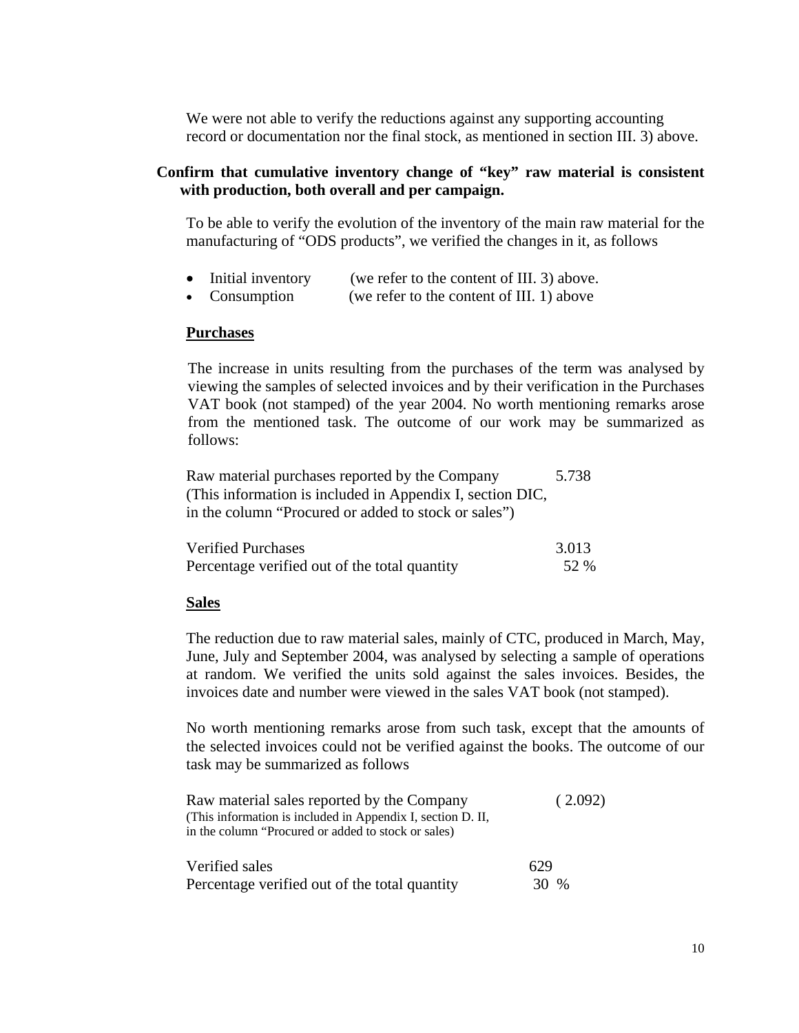We were not able to verify the reductions against any supporting accounting record or documentation nor the final stock, as mentioned in section III. 3) above.

**Confirm that cumulative inventory change of "key" raw material is consistent with production, both overall and per campaign.**

To be able to verify the evolution of the inventory of the main raw material for the manufacturing of "ODS products", we verified the changes in it, as follows

- Initial inventory (we refer to the content of III. 3) above.
- Consumption (we refer to the content of III. 1) above

**Purchases**

The increase in units resulting from the purchases of the term was analysed by viewing the samples of selected invoices and by their verification in the Purchases VAT book (not stamped) of the year 2004. No worth mentioning remarks arose from the mentioned task. The outcome of our work may be summarized as follows:

| | |
|---|---|
| Raw material purchases reported by the Company<br>(This information is included in Appendix I, section DIC, in the column "Procured or added to stock or sales") | 5.738 |
| Verified Purchases | 3.013 |
| Percentage verified out of the total quantity | 52 % |

**Sales**

The reduction due to raw material sales, mainly of CTC, produced in March, May, June, July and September 2004, was analysed by selecting a sample of operations at random. We verified the units sold against the sales invoices. Besides, the invoices date and number were viewed in the sales VAT book (not stamped).

No worth mentioning remarks arose from such task, except that the amounts of the selected invoices could not be verified against the books. The outcome of our task may be summarized as follows

| | |
|---|---|
| Raw material sales reported by the Company<br>(This information is included in Appendix I, section D. II, in the column "Procured or added to stock or sales) | ( 2.092) |
| Verified sales | 629 |
| Percentage verified out of the total quantity | 30 % |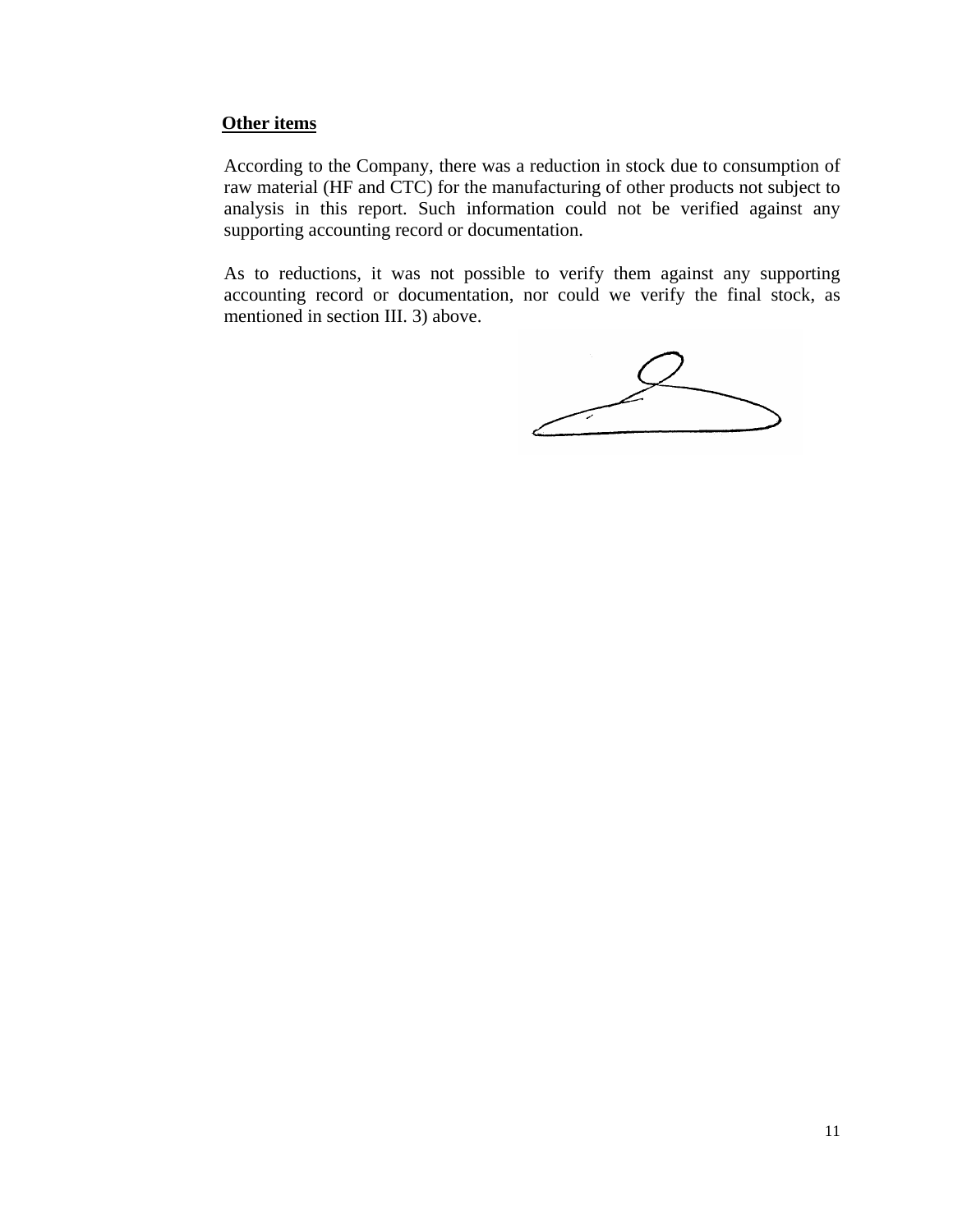**Other items**

According to the Company, there was a reduction in stock due to consumption of raw material (HF and CTC) for the manufacturing of other products not subject to analysis in this report. Such information could not be verified against any supporting accounting record or documentation.

As to reductions, it was not possible to verify them against any supporting accounting record or documentation, nor could we verify the final stock, as mentioned in section III. 3) above.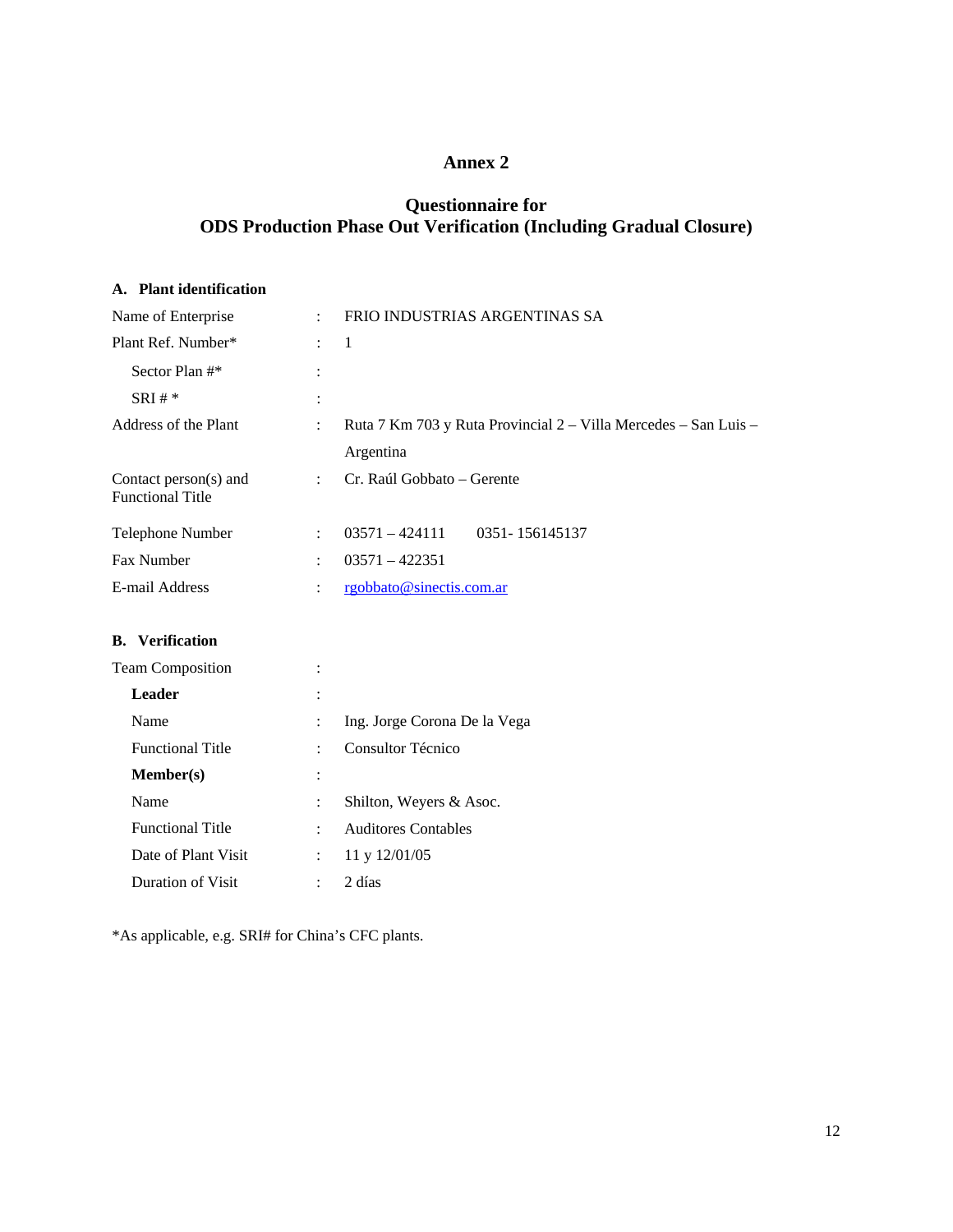# Annex 2

## Questionnaire for
## ODS Production Phase Out Verification (Including Gradual Closure)

### A. Plant identification

| | | |
|---|---|---|
| Name of Enterprise | : | FRIO INDUSTRIAS ARGENTINAS SA |
| Plant Ref. Number* | : | 1 |
| Sector Plan #* | : | |
| SRI # * | : | |
| Address of the Plant | : | Ruta 7 Km 703 y Ruta Provincial 2 – Villa Mercedes – San Luis – Argentina |
| Contact person(s) and Functional Title | : | Cr. Raúl Gobbato – Gerente |
| Telephone Number | : | 03571 – 424111 0351- 156145137 |
| Fax Number | : | 03571 – 422351 |
| E-mail Address | : | rgobbato@sinectis.com.ar |

### B. Verification

| | | |
|---|---|---|
| Team Composition | : | |
| **Leader** | : | |
| Name | : | Ing. Jorge Corona De la Vega |
| Functional Title | : | Consultor Técnico |
| **Member(s)** | : | |
| Name | : | Shilton, Weyers & Asoc. |
| Functional Title | : | Auditores Contables |
| Date of Plant Visit | : | 11 y 12/01/05 |
| Duration of Visit | : | 2 días |

*As applicable, e.g. SRI# for China's CFC plants.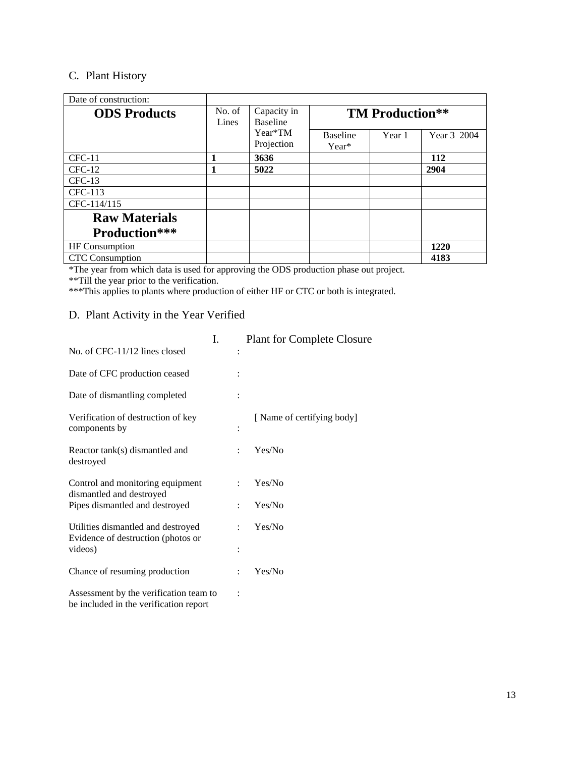## C. Plant History

| Date of construction: | | | | | |
|---|---|---|---|---|---|
| **ODS Products** | No. of Lines | Capacity in Baseline Year*TM Projection | **TM Production**** | | |
| | | | Baseline Year* | Year 1 | Year 3 2004 |
| CFC-11 | **1** | **3636** | | | **112** |
| CFC-12 | **1** | **5022** | | | **2904** |
| CFC-13 | | | | | |
| CFC-113 | | | | | |
| CFC-114/115 | | | | | |
| **Raw Materials Production***** | | | | | |
| HF Consumption | | | | | **1220** |
| CTC Consumption | | | | | **4183** |

*The year from which data is used for approving the ODS production phase out project.

**Till the year prior to the verification.

***This applies to plants where production of either HF or CTC or both is integrated.

## D. Plant Activity in the Year Verified

### I. Plant for Complete Closure

No. of CFC-11/12 lines closed :

Date of CFC production ceased :

Date of dismantling completed :

Verification of destruction of key components by : [ Name of certifying body]

Reactor tank(s) dismantled and destroyed : Yes/No

Control and monitoring equipment dismantled and destroyed : Yes/No

Pipes dismantled and destroyed : Yes/No

Utilities dismantled and destroyed : Yes/No

Evidence of destruction (photos or videos) :

Chance of resuming production : Yes/No

Assessment by the verification team to be included in the verification report :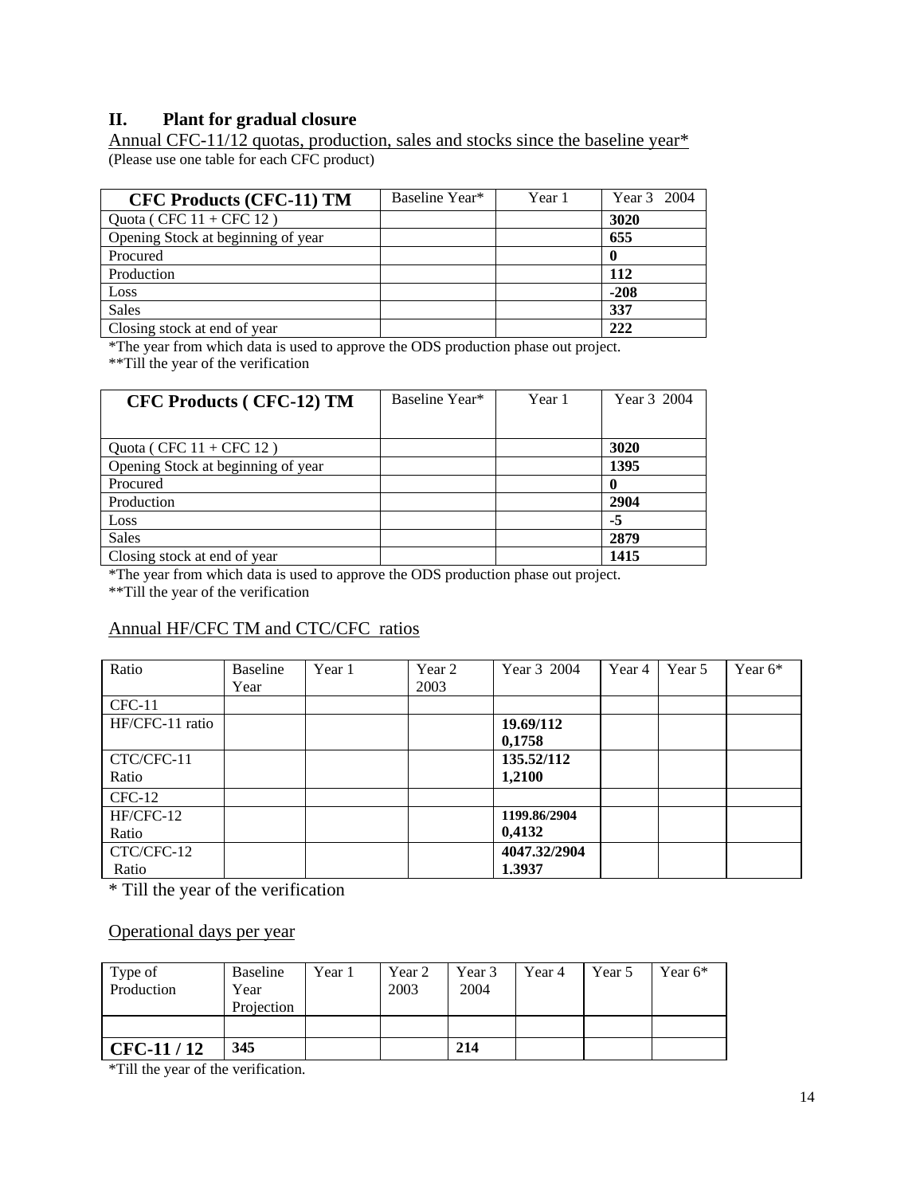## II. Plant for gradual closure

Annual CFC-11/12 quotas, production, sales and stocks since the baseline year*
(Please use one table for each CFC product)

| **CFC Products (CFC-11) TM** | Baseline Year* | Year 1 | Year 3 2004 |
|---|---|---|---|
| Quota ( CFC 11 + CFC 12 ) | | | **3020** |
| Opening Stock at beginning of year | | | **655** |
| Procured | | | **0** |
| Production | | | **112** |
| Loss | | | **-208** |
| Sales | | | **337** |
| Closing stock at end of year | | | **222** |

*The year from which data is used to approve the ODS production phase out project.
**Till the year of the verification

| **CFC Products ( CFC-12) TM** | Baseline Year* | Year 1 | Year 3 2004 |
|---|---|---|---|
| Quota ( CFC 11 + CFC 12 ) | | | **3020** |
| Opening Stock at beginning of year | | | **1395** |
| Procured | | | **0** |
| Production | | | **2904** |
| Loss | | | **-5** |
| Sales | | | **2879** |
| Closing stock at end of year | | | **1415** |

*The year from which data is used to approve the ODS production phase out project.
**Till the year of the verification

Annual HF/CFC TM and CTC/CFC ratios

| Ratio | Baseline Year | Year 1 | Year 2 2003 | Year 3 2004 | Year 4 | Year 5 | Year 6* |
|---|---|---|---|---|---|---|---|
| CFC-11 | | | | | | | |
| HF/CFC-11 ratio | | | | **19.69/112 0,1758** | | | |
| CTC/CFC-11 Ratio | | | | **135.52/112 1,2100** | | | |
| CFC-12 | | | | | | | |
| HF/CFC-12 Ratio | | | | **1199.86/2904 0,4132** | | | |
| CTC/CFC-12 Ratio | | | | **4047.32/2904 1.3937** | | | |

* Till the year of the verification

Operational days per year

| Type of Production | Baseline Year Projection | Year 1 | Year 2 2003 | Year 3 2004 | Year 4 | Year 5 | Year 6* |
|---|---|---|---|---|---|---|---|
| | | | | | | | |
| **CFC-11 / 12** | **345** | | | **214** | | | |

*Till the year of the verification.